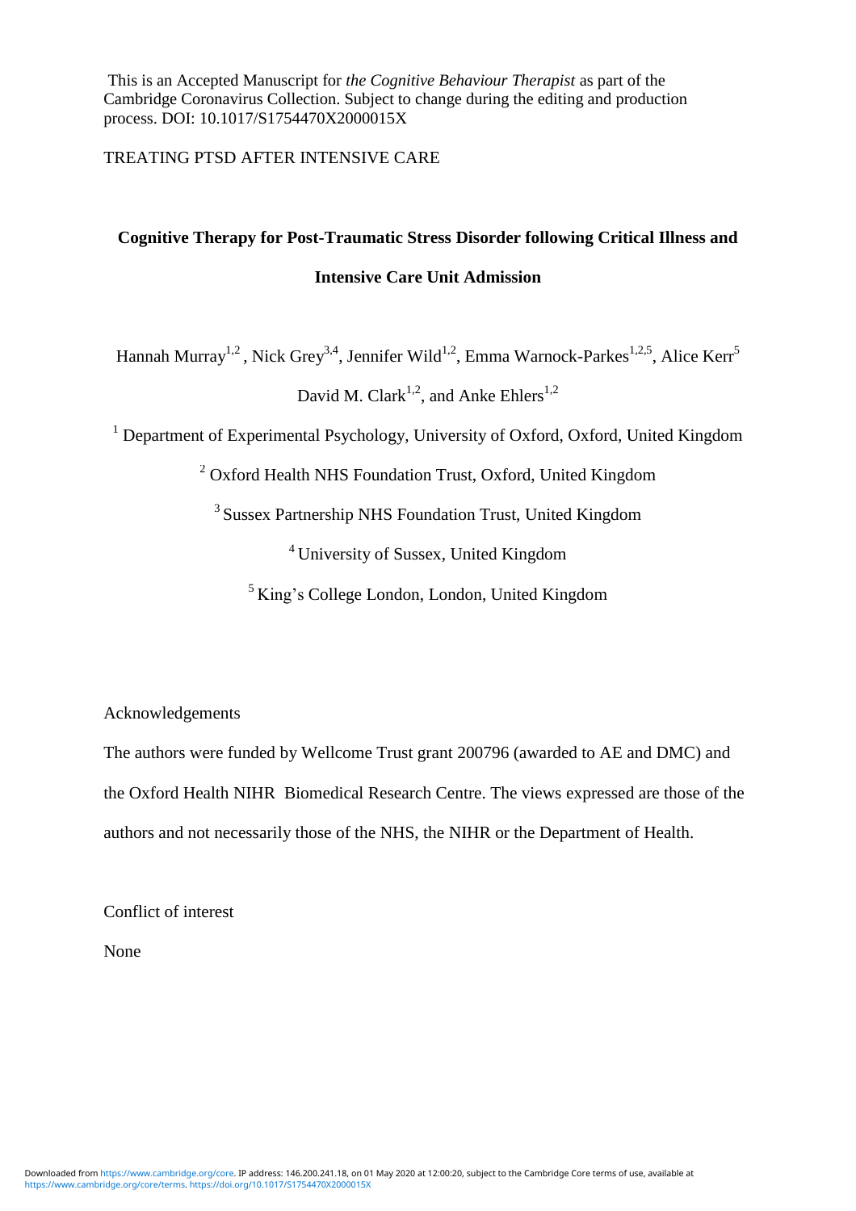This is an Accepted Manuscript for *the Cognitive Behaviour Therapist* as part of the Cambridge Coronavirus Collection. Subject to change during the editing and production process. DOI: 10.1017/S1754470X2000015X

TREATING PTSD AFTER INTENSIVE CARE

# Cognitive Therapy for Post-Traumatic Stress Disorder following Critical Illness and Intensive Care Unit Admission

Hannah Murray[1,2], Nick Grey[3,4], Jennifer Wild[1,2], Emma Warnock-Parkes[1,2,5], Alice Kerr[5] David M. Clark[1,2], and Anke Ehlers[1,2]

[1] Department of Experimental Psychology, University of Oxford, Oxford, United Kingdom

[2] Oxford Health NHS Foundation Trust, Oxford, United Kingdom

[3] Sussex Partnership NHS Foundation Trust, United Kingdom

[4] University of Sussex, United Kingdom

[5] King's College London, London, United Kingdom

Acknowledgements

The authors were funded by Wellcome Trust grant 200796 (awarded to AE and DMC) and the Oxford Health NIHR Biomedical Research Centre. The views expressed are those of the authors and not necessarily those of the NHS, the NIHR or the Department of Health.

Conflict of interest

None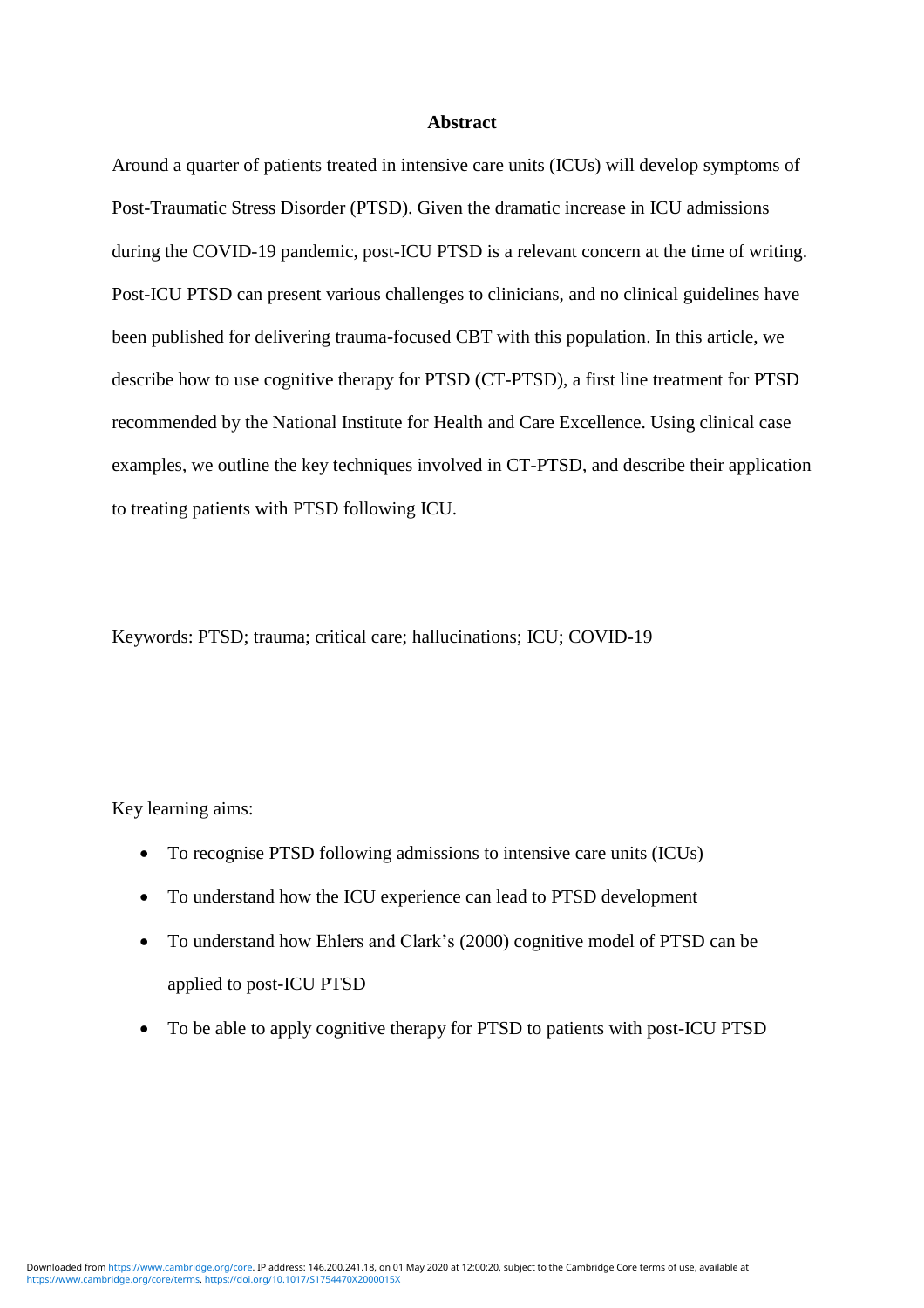## Abstract

Around a quarter of patients treated in intensive care units (ICUs) will develop symptoms of Post-Traumatic Stress Disorder (PTSD). Given the dramatic increase in ICU admissions during the COVID-19 pandemic, post-ICU PTSD is a relevant concern at the time of writing. Post-ICU PTSD can present various challenges to clinicians, and no clinical guidelines have been published for delivering trauma-focused CBT with this population. In this article, we describe how to use cognitive therapy for PTSD (CT-PTSD), a first line treatment for PTSD recommended by the National Institute for Health and Care Excellence. Using clinical case examples, we outline the key techniques involved in CT-PTSD, and describe their application to treating patients with PTSD following ICU.

Keywords: PTSD; trauma; critical care; hallucinations; ICU; COVID-19

Key learning aims:

- To recognise PTSD following admissions to intensive care units (ICUs)
- To understand how the ICU experience can lead to PTSD development
- To understand how Ehlers and Clark's (2000) cognitive model of PTSD can be applied to post-ICU PTSD
- To be able to apply cognitive therapy for PTSD to patients with post-ICU PTSD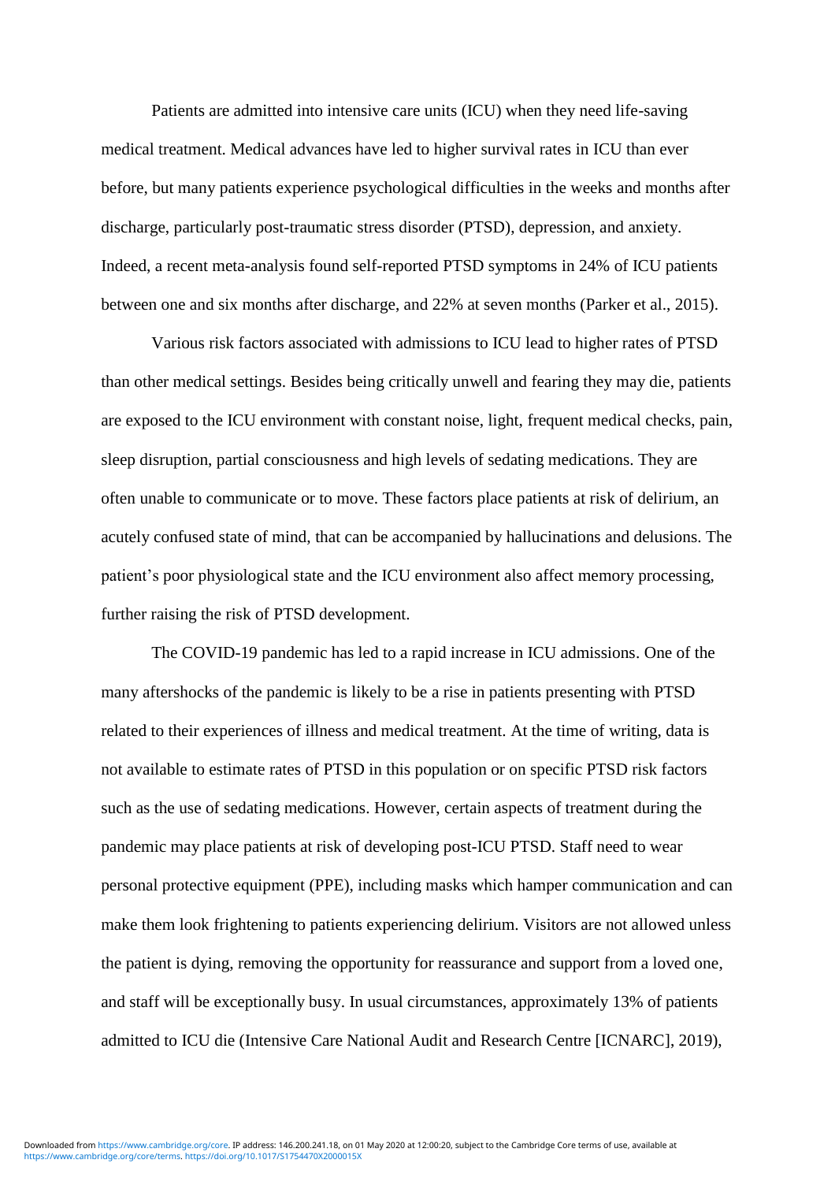Patients are admitted into intensive care units (ICU) when they need life-saving medical treatment. Medical advances have led to higher survival rates in ICU than ever before, but many patients experience psychological difficulties in the weeks and months after discharge, particularly post-traumatic stress disorder (PTSD), depression, and anxiety. Indeed, a recent meta-analysis found self-reported PTSD symptoms in 24% of ICU patients between one and six months after discharge, and 22% at seven months (Parker et al., 2015).

Various risk factors associated with admissions to ICU lead to higher rates of PTSD than other medical settings. Besides being critically unwell and fearing they may die, patients are exposed to the ICU environment with constant noise, light, frequent medical checks, pain, sleep disruption, partial consciousness and high levels of sedating medications. They are often unable to communicate or to move. These factors place patients at risk of delirium, an acutely confused state of mind, that can be accompanied by hallucinations and delusions. The patient's poor physiological state and the ICU environment also affect memory processing, further raising the risk of PTSD development.

The COVID-19 pandemic has led to a rapid increase in ICU admissions. One of the many aftershocks of the pandemic is likely to be a rise in patients presenting with PTSD related to their experiences of illness and medical treatment. At the time of writing, data is not available to estimate rates of PTSD in this population or on specific PTSD risk factors such as the use of sedating medications. However, certain aspects of treatment during the pandemic may place patients at risk of developing post-ICU PTSD. Staff need to wear personal protective equipment (PPE), including masks which hamper communication and can make them look frightening to patients experiencing delirium. Visitors are not allowed unless the patient is dying, removing the opportunity for reassurance and support from a loved one, and staff will be exceptionally busy. In usual circumstances, approximately 13% of patients admitted to ICU die (Intensive Care National Audit and Research Centre [ICNARC], 2019),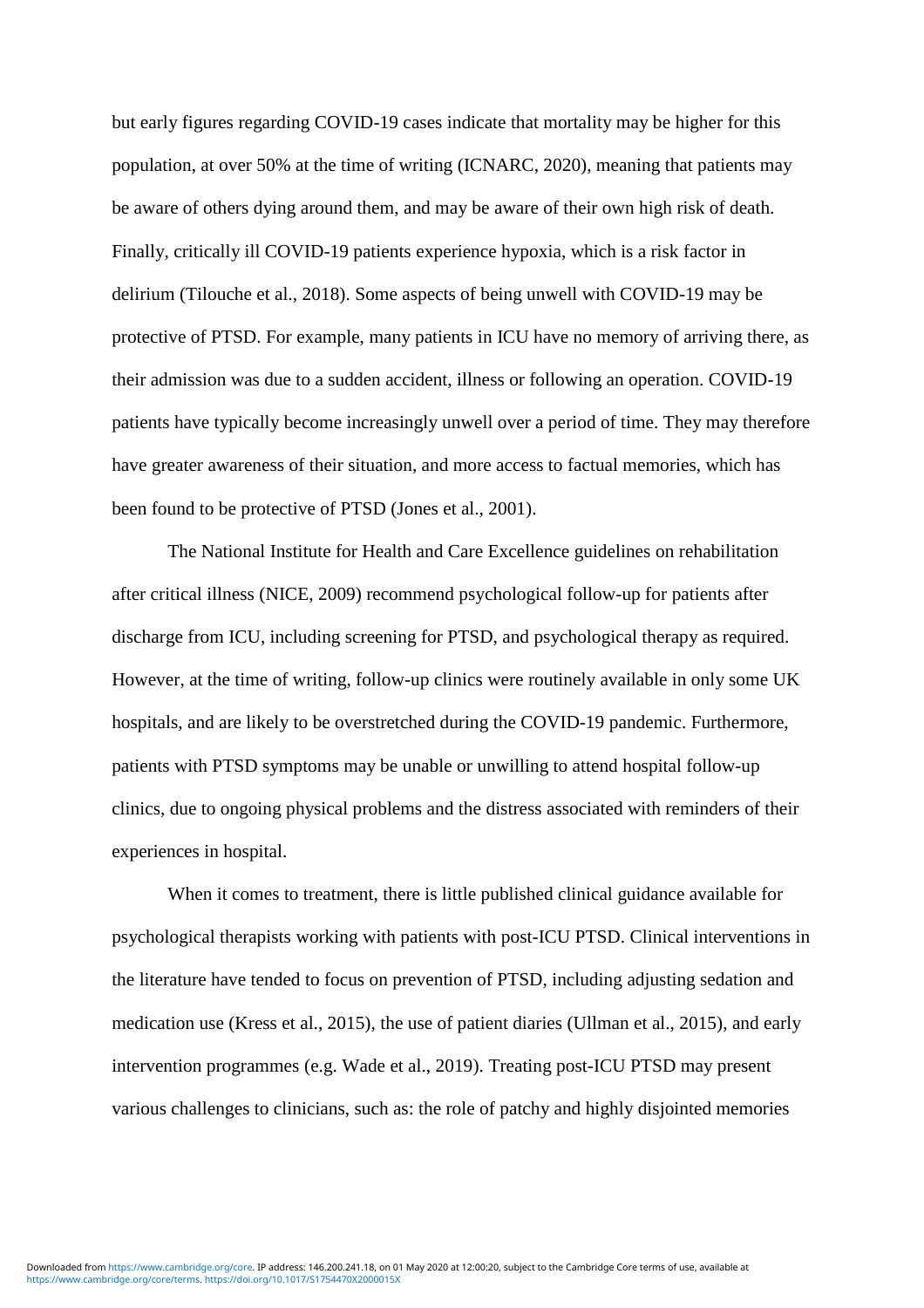but early figures regarding COVID-19 cases indicate that mortality may be higher for this population, at over 50% at the time of writing (ICNARC, 2020), meaning that patients may be aware of others dying around them, and may be aware of their own high risk of death. Finally, critically ill COVID-19 patients experience hypoxia, which is a risk factor in delirium (Tilouche et al., 2018). Some aspects of being unwell with COVID-19 may be protective of PTSD. For example, many patients in ICU have no memory of arriving there, as their admission was due to a sudden accident, illness or following an operation. COVID-19 patients have typically become increasingly unwell over a period of time. They may therefore have greater awareness of their situation, and more access to factual memories, which has been found to be protective of PTSD (Jones et al., 2001).

The National Institute for Health and Care Excellence guidelines on rehabilitation after critical illness (NICE, 2009) recommend psychological follow-up for patients after discharge from ICU, including screening for PTSD, and psychological therapy as required. However, at the time of writing, follow-up clinics were routinely available in only some UK hospitals, and are likely to be overstretched during the COVID-19 pandemic. Furthermore, patients with PTSD symptoms may be unable or unwilling to attend hospital follow-up clinics, due to ongoing physical problems and the distress associated with reminders of their experiences in hospital.

When it comes to treatment, there is little published clinical guidance available for psychological therapists working with patients with post-ICU PTSD. Clinical interventions in the literature have tended to focus on prevention of PTSD, including adjusting sedation and medication use (Kress et al., 2015), the use of patient diaries (Ullman et al., 2015), and early intervention programmes (e.g. Wade et al., 2019). Treating post-ICU PTSD may present various challenges to clinicians, such as: the role of patchy and highly disjointed memories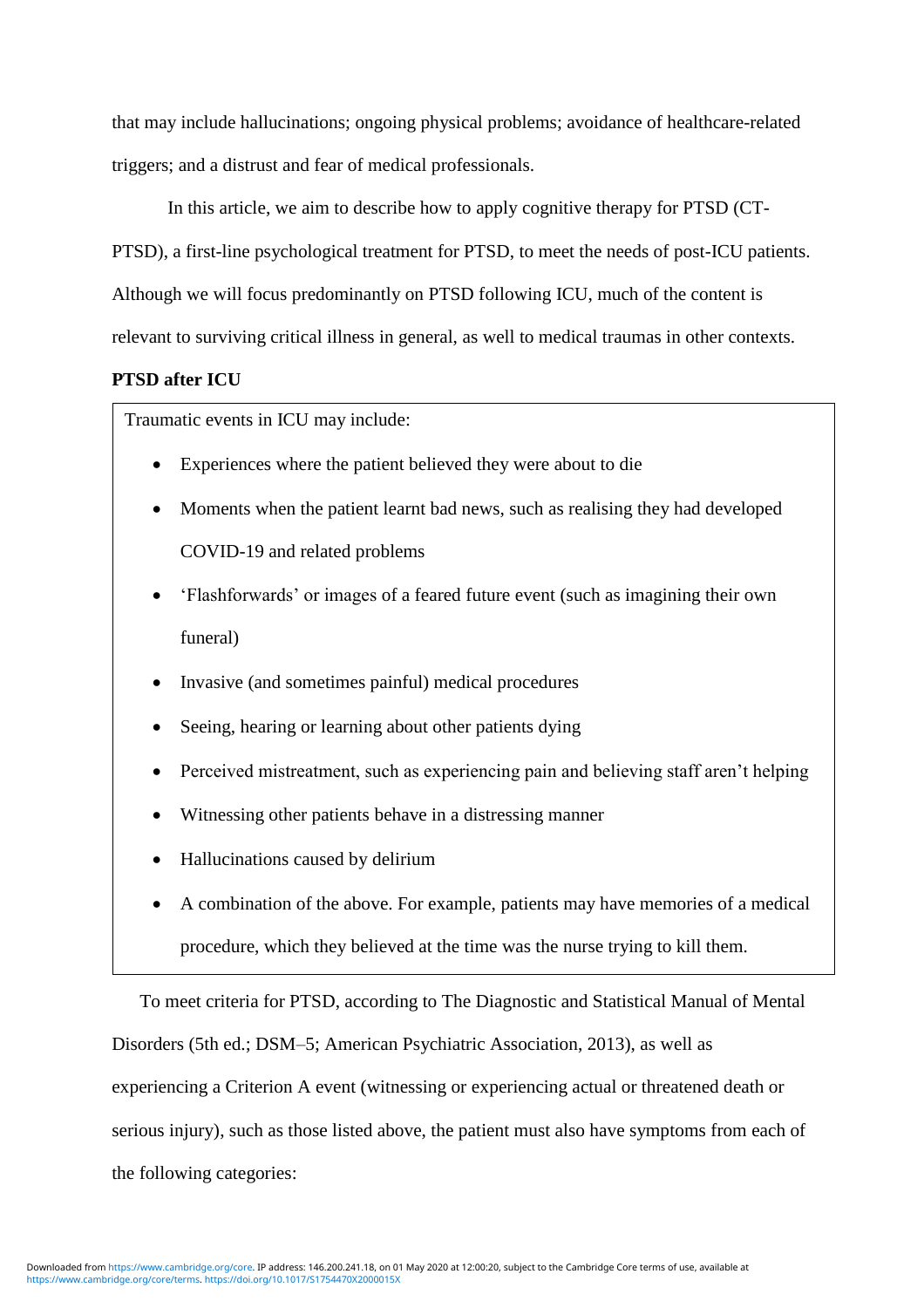that may include hallucinations; ongoing physical problems; avoidance of healthcare-related triggers; and a distrust and fear of medical professionals.

In this article, we aim to describe how to apply cognitive therapy for PTSD (CT-PTSD), a first-line psychological treatment for PTSD, to meet the needs of post-ICU patients. Although we will focus predominantly on PTSD following ICU, much of the content is relevant to surviving critical illness in general, as well to medical traumas in other contexts.

**PTSD after ICU**

Traumatic events in ICU may include:

- Experiences where the patient believed they were about to die
- Moments when the patient learnt bad news, such as realising they had developed COVID-19 and related problems
- 'Flashforwards' or images of a feared future event (such as imagining their own funeral)
- Invasive (and sometimes painful) medical procedures
- Seeing, hearing or learning about other patients dying
- Perceived mistreatment, such as experiencing pain and believing staff aren't helping
- Witnessing other patients behave in a distressing manner
- Hallucinations caused by delirium
- A combination of the above. For example, patients may have memories of a medical procedure, which they believed at the time was the nurse trying to kill them.

To meet criteria for PTSD, according to The Diagnostic and Statistical Manual of Mental Disorders (5th ed.; DSM–5; American Psychiatric Association, 2013), as well as experiencing a Criterion A event (witnessing or experiencing actual or threatened death or serious injury), such as those listed above, the patient must also have symptoms from each of the following categories: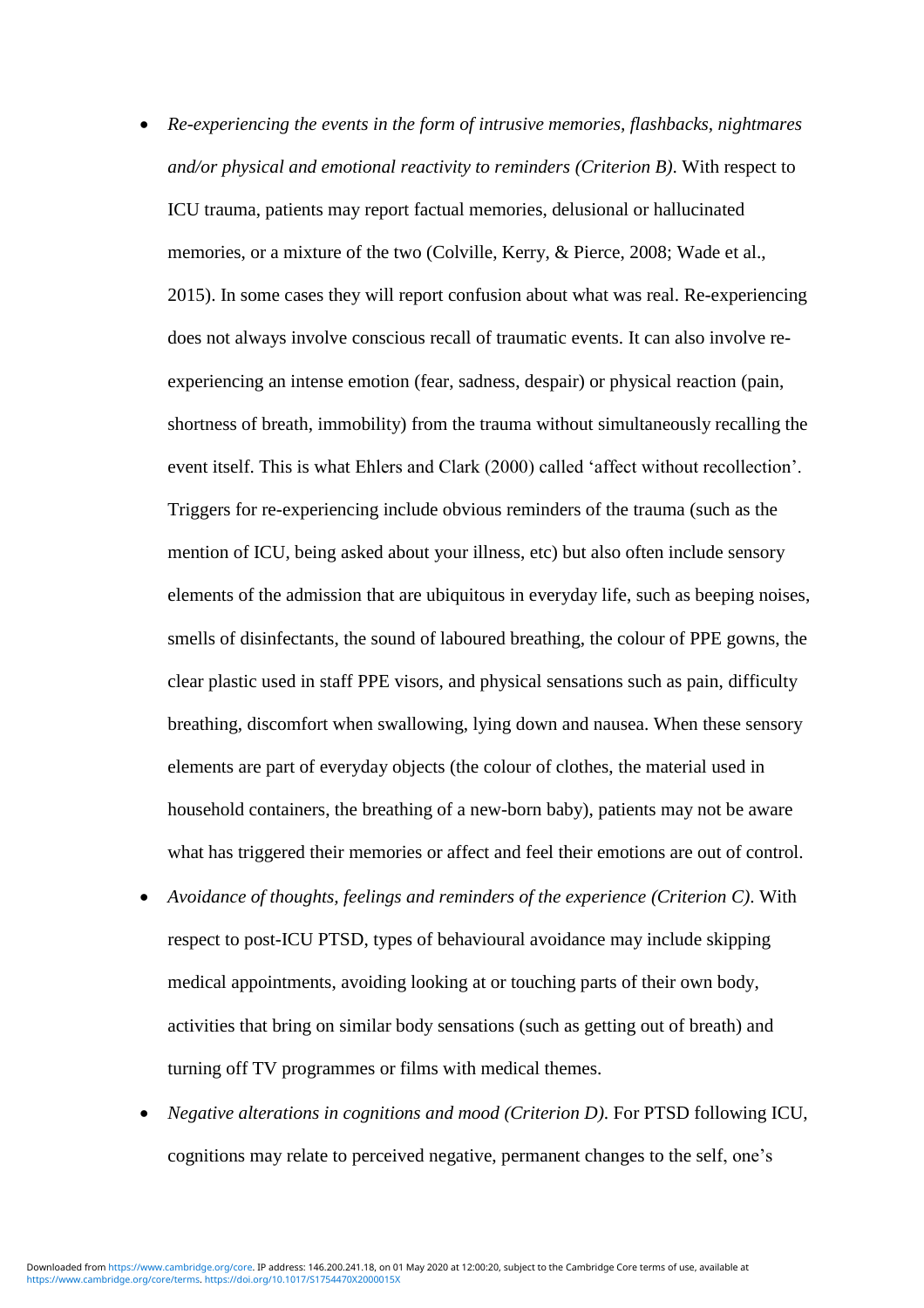- *Re-experiencing the events in the form of intrusive memories, flashbacks, nightmares and/or physical and emotional reactivity to reminders (Criterion B)*. With respect to ICU trauma, patients may report factual memories, delusional or hallucinated memories, or a mixture of the two (Colville, Kerry, & Pierce, 2008; Wade et al., 2015). In some cases they will report confusion about what was real. Re-experiencing does not always involve conscious recall of traumatic events. It can also involve re-experiencing an intense emotion (fear, sadness, despair) or physical reaction (pain, shortness of breath, immobility) from the trauma without simultaneously recalling the event itself. This is what Ehlers and Clark (2000) called 'affect without recollection'. Triggers for re-experiencing include obvious reminders of the trauma (such as the mention of ICU, being asked about your illness, etc) but also often include sensory elements of the admission that are ubiquitous in everyday life, such as beeping noises, smells of disinfectants, the sound of laboured breathing, the colour of PPE gowns, the clear plastic used in staff PPE visors, and physical sensations such as pain, difficulty breathing, discomfort when swallowing, lying down and nausea. When these sensory elements are part of everyday objects (the colour of clothes, the material used in household containers, the breathing of a new-born baby), patients may not be aware what has triggered their memories or affect and feel their emotions are out of control.
- *Avoidance of thoughts, feelings and reminders of the experience (Criterion C)*. With respect to post-ICU PTSD, types of behavioural avoidance may include skipping medical appointments, avoiding looking at or touching parts of their own body, activities that bring on similar body sensations (such as getting out of breath) and turning off TV programmes or films with medical themes.
- *Negative alterations in cognitions and mood (Criterion D)*. For PTSD following ICU, cognitions may relate to perceived negative, permanent changes to the self, one's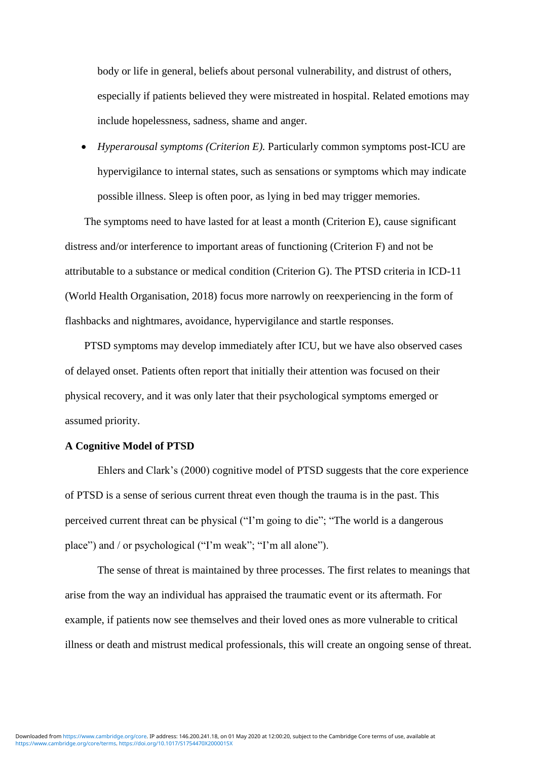body or life in general, beliefs about personal vulnerability, and distrust of others, especially if patients believed they were mistreated in hospital. Related emotions may include hopelessness, sadness, shame and anger.

- *Hyperarousal symptoms (Criterion E).* Particularly common symptoms post-ICU are hypervigilance to internal states, such as sensations or symptoms which may indicate possible illness. Sleep is often poor, as lying in bed may trigger memories.

The symptoms need to have lasted for at least a month (Criterion E), cause significant distress and/or interference to important areas of functioning (Criterion F) and not be attributable to a substance or medical condition (Criterion G). The PTSD criteria in ICD-11 (World Health Organisation, 2018) focus more narrowly on reexperiencing in the form of flashbacks and nightmares, avoidance, hypervigilance and startle responses.

PTSD symptoms may develop immediately after ICU, but we have also observed cases of delayed onset. Patients often report that initially their attention was focused on their physical recovery, and it was only later that their psychological symptoms emerged or assumed priority.

**A Cognitive Model of PTSD**

Ehlers and Clark's (2000) cognitive model of PTSD suggests that the core experience of PTSD is a sense of serious current threat even though the trauma is in the past. This perceived current threat can be physical ("I'm going to die"; "The world is a dangerous place") and / or psychological ("I'm weak"; "I'm all alone").

The sense of threat is maintained by three processes. The first relates to meanings that arise from the way an individual has appraised the traumatic event or its aftermath. For example, if patients now see themselves and their loved ones as more vulnerable to critical illness or death and mistrust medical professionals, this will create an ongoing sense of threat.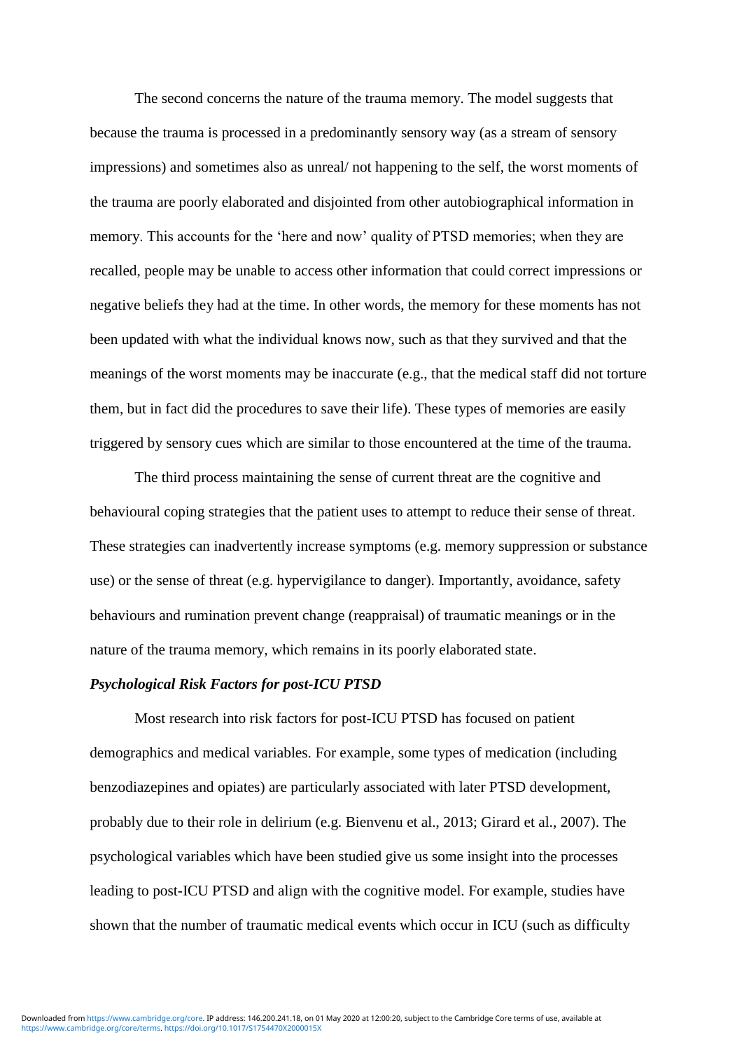The second concerns the nature of the trauma memory. The model suggests that because the trauma is processed in a predominantly sensory way (as a stream of sensory impressions) and sometimes also as unreal/ not happening to the self, the worst moments of the trauma are poorly elaborated and disjointed from other autobiographical information in memory. This accounts for the 'here and now' quality of PTSD memories; when they are recalled, people may be unable to access other information that could correct impressions or negative beliefs they had at the time. In other words, the memory for these moments has not been updated with what the individual knows now, such as that they survived and that the meanings of the worst moments may be inaccurate (e.g., that the medical staff did not torture them, but in fact did the procedures to save their life). These types of memories are easily triggered by sensory cues which are similar to those encountered at the time of the trauma.

The third process maintaining the sense of current threat are the cognitive and behavioural coping strategies that the patient uses to attempt to reduce their sense of threat. These strategies can inadvertently increase symptoms (e.g. memory suppression or substance use) or the sense of threat (e.g. hypervigilance to danger). Importantly, avoidance, safety behaviours and rumination prevent change (reappraisal) of traumatic meanings or in the nature of the trauma memory, which remains in its poorly elaborated state.

***Psychological Risk Factors for post-ICU PTSD***

Most research into risk factors for post-ICU PTSD has focused on patient demographics and medical variables. For example, some types of medication (including benzodiazepines and opiates) are particularly associated with later PTSD development, probably due to their role in delirium (e.g. Bienvenu et al., 2013; Girard et al., 2007). The psychological variables which have been studied give us some insight into the processes leading to post-ICU PTSD and align with the cognitive model. For example, studies have shown that the number of traumatic medical events which occur in ICU (such as difficulty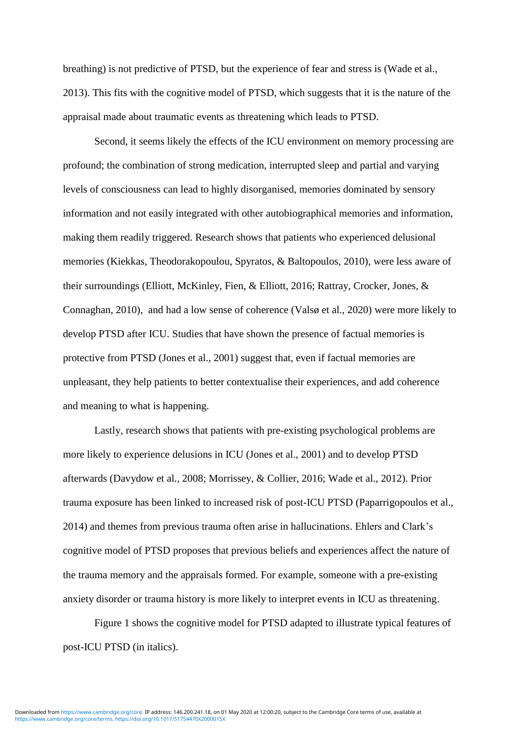breathing) is not predictive of PTSD, but the experience of fear and stress is (Wade et al., 2013). This fits with the cognitive model of PTSD, which suggests that it is the nature of the appraisal made about traumatic events as threatening which leads to PTSD.

Second, it seems likely the effects of the ICU environment on memory processing are profound; the combination of strong medication, interrupted sleep and partial and varying levels of consciousness can lead to highly disorganised, memories dominated by sensory information and not easily integrated with other autobiographical memories and information, making them readily triggered. Research shows that patients who experienced delusional memories (Kiekkas, Theodorakopoulou, Spyratos, & Baltopoulos, 2010), were less aware of their surroundings (Elliott, McKinley, Fien, & Elliott, 2016; Rattray, Crocker, Jones, & Connaghan, 2010), and had a low sense of coherence (Valsø et al., 2020) were more likely to develop PTSD after ICU. Studies that have shown the presence of factual memories is protective from PTSD (Jones et al., 2001) suggest that, even if factual memories are unpleasant, they help patients to better contextualise their experiences, and add coherence and meaning to what is happening.

Lastly, research shows that patients with pre-existing psychological problems are more likely to experience delusions in ICU (Jones et al., 2001) and to develop PTSD afterwards (Davydow et al., 2008; Morrissey, & Collier, 2016; Wade et al., 2012). Prior trauma exposure has been linked to increased risk of post-ICU PTSD (Paparrigopoulos et al., 2014) and themes from previous trauma often arise in hallucinations. Ehlers and Clark's cognitive model of PTSD proposes that previous beliefs and experiences affect the nature of the trauma memory and the appraisals formed. For example, someone with a pre-existing anxiety disorder or trauma history is more likely to interpret events in ICU as threatening.

Figure 1 shows the cognitive model for PTSD adapted to illustrate typical features of post-ICU PTSD (in italics).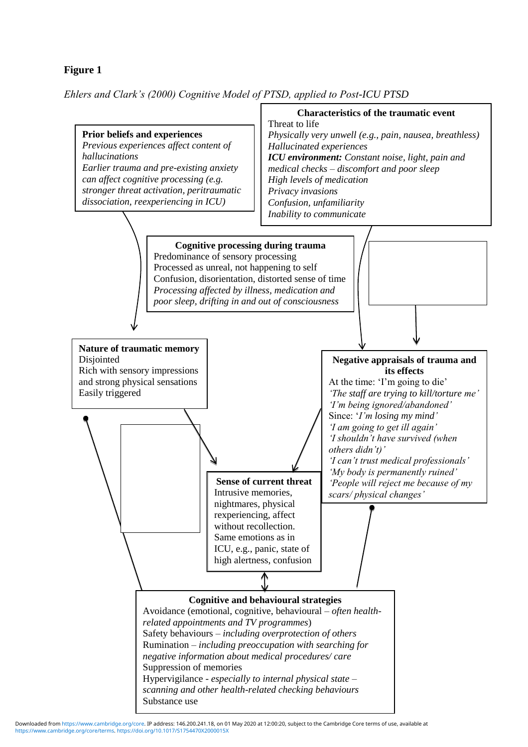**Figure 1**

*Ehlers and Clark's (2000) Cognitive Model of PTSD, applied to Post-ICU PTSD*

**Prior beliefs and experiences**
*Previous experiences affect content of hallucinations*
*Earlier trauma and pre-existing anxiety can affect cognitive processing (e.g. stronger threat activation, peritraumatic dissociation, reexperiencing in ICU)*

**Characteristics of the traumatic event**
Threat to life
*Physically very unwell (e.g., pain, nausea, breathless)*
*Hallucinated experiences*
***ICU environment:*** *Constant noise, light, pain and medical checks – discomfort and poor sleep*
*High levels of medication*
*Privacy invasions*
*Confusion, unfamiliarity*
*Inability to communicate*

**Cognitive processing during trauma**
Predominance of sensory processing
Processed as unreal, not happening to self
Confusion, disorientation, distorted sense of time
*Processing affected by illness, medication and poor sleep, drifting in and out of consciousness*

**Nature of traumatic memory**
Disjointed
Rich with sensory impressions and strong physical sensations
Easily triggered

**Negative appraisals of trauma and its effects**
At the time: 'I'm going to die'
*'The staff are trying to kill/torture me'*
*'I'm being ignored/abandoned'*
Since: '*I'm losing my mind'*
*'I am going to get ill again'*
*'I shouldn't have survived (when others didn't)'*
*'I can't trust medical professionals'*
*'My body is permanently ruined'*
*'People will reject me because of my scars/ physical changes'*

**Sense of current threat**
Intrusive memories, nightmares, physical rexperiencing, affect without recollection. Same emotions as in ICU, e.g., panic, state of high alertness, confusion

**Cognitive and behavioural strategies**
Avoidance (emotional, cognitive, behavioural – *often health-related appointments and TV programmes*)
Safety behaviours – *including overprotection of others*
Rumination – *including preoccupation with searching for negative information about medical procedures/ care*
Suppression of memories
Hypervigilance - *especially to internal physical state – scanning and other health-related checking behaviours*
Substance use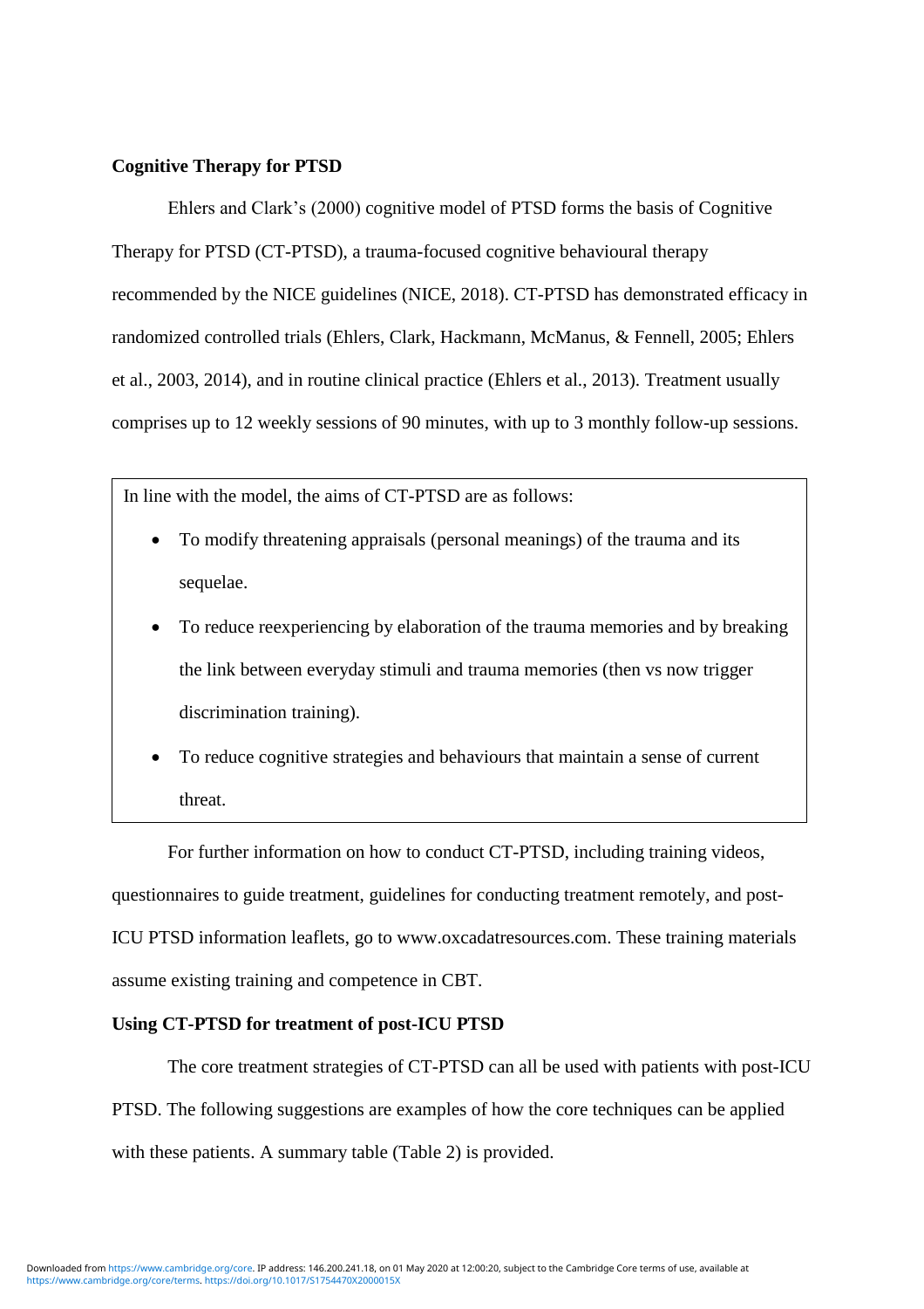**Cognitive Therapy for PTSD**

Ehlers and Clark's (2000) cognitive model of PTSD forms the basis of Cognitive Therapy for PTSD (CT-PTSD), a trauma-focused cognitive behavioural therapy recommended by the NICE guidelines (NICE, 2018). CT-PTSD has demonstrated efficacy in randomized controlled trials (Ehlers, Clark, Hackmann, McManus, & Fennell, 2005; Ehlers et al., 2003, 2014), and in routine clinical practice (Ehlers et al., 2013). Treatment usually comprises up to 12 weekly sessions of 90 minutes, with up to 3 monthly follow-up sessions.

> In line with the model, the aims of CT-PTSD are as follows:
>
> - To modify threatening appraisals (personal meanings) of the trauma and its sequelae.
> - To reduce reexperiencing by elaboration of the trauma memories and by breaking the link between everyday stimuli and trauma memories (then vs now trigger discrimination training).
> - To reduce cognitive strategies and behaviours that maintain a sense of current threat.

For further information on how to conduct CT-PTSD, including training videos, questionnaires to guide treatment, guidelines for conducting treatment remotely, and post-ICU PTSD information leaflets, go to www.oxcadatresources.com. These training materials assume existing training and competence in CBT.

**Using CT-PTSD for treatment of post-ICU PTSD**

The core treatment strategies of CT-PTSD can all be used with patients with post-ICU PTSD. The following suggestions are examples of how the core techniques can be applied with these patients. A summary table (Table 2) is provided.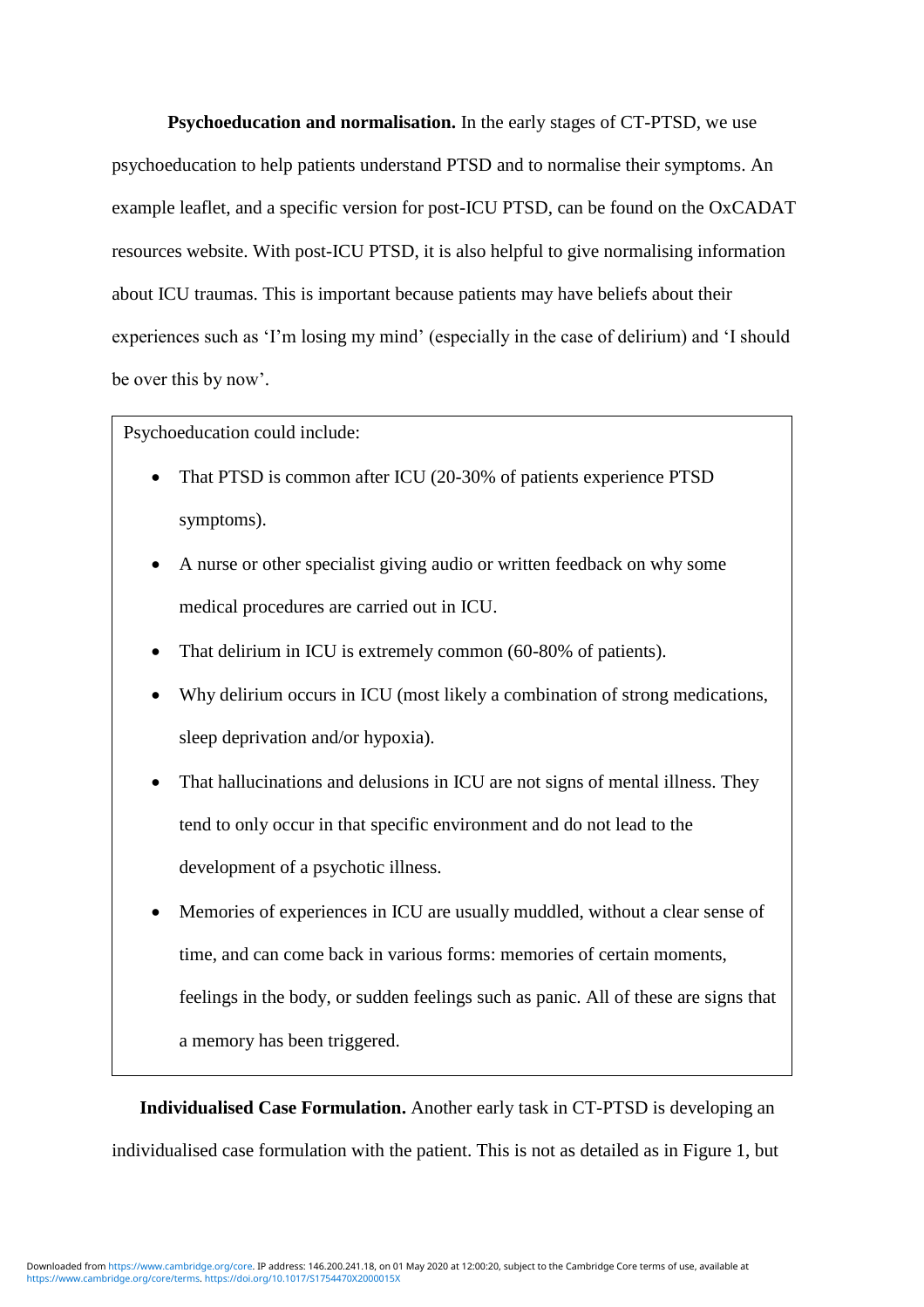**Psychoeducation and normalisation.** In the early stages of CT-PTSD, we use psychoeducation to help patients understand PTSD and to normalise their symptoms. An example leaflet, and a specific version for post-ICU PTSD, can be found on the OxCADAT resources website. With post-ICU PTSD, it is also helpful to give normalising information about ICU traumas. This is important because patients may have beliefs about their experiences such as 'I'm losing my mind' (especially in the case of delirium) and 'I should be over this by now'.

> Psychoeducation could include:
>
> - That PTSD is common after ICU (20-30% of patients experience PTSD symptoms).
> - A nurse or other specialist giving audio or written feedback on why some medical procedures are carried out in ICU.
> - That delirium in ICU is extremely common (60-80% of patients).
> - Why delirium occurs in ICU (most likely a combination of strong medications, sleep deprivation and/or hypoxia).
> - That hallucinations and delusions in ICU are not signs of mental illness. They tend to only occur in that specific environment and do not lead to the development of a psychotic illness.
> - Memories of experiences in ICU are usually muddled, without a clear sense of time, and can come back in various forms: memories of certain moments, feelings in the body, or sudden feelings such as panic. All of these are signs that a memory has been triggered.

**Individualised Case Formulation.** Another early task in CT-PTSD is developing an individualised case formulation with the patient. This is not as detailed as in Figure 1, but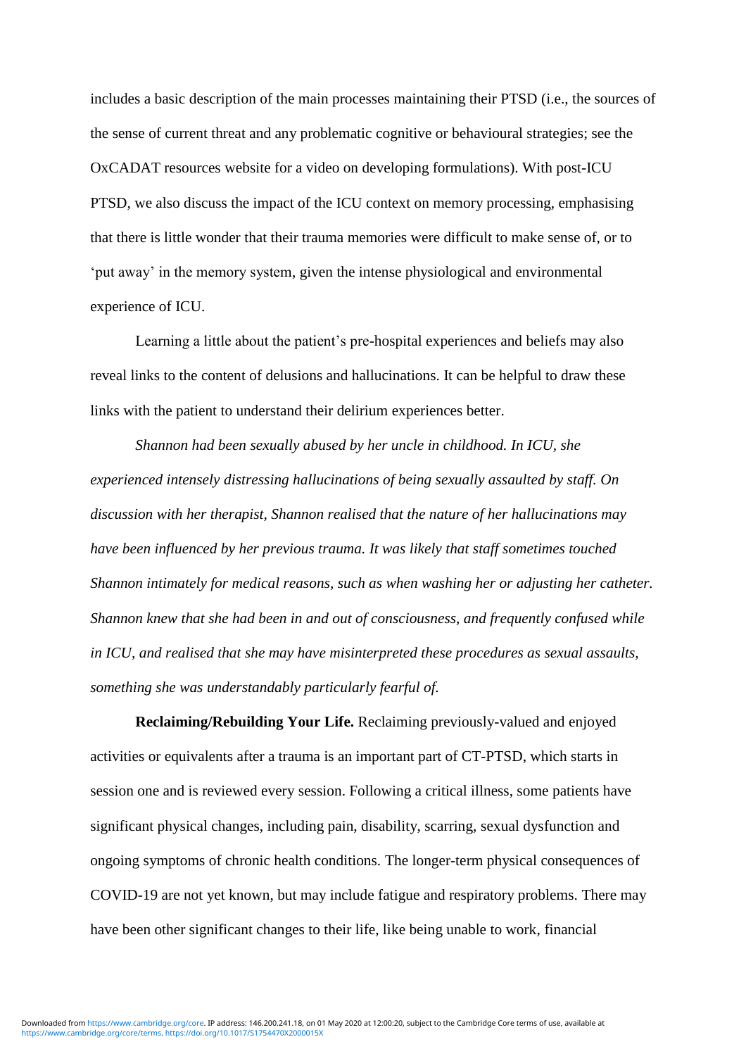includes a basic description of the main processes maintaining their PTSD (i.e., the sources of the sense of current threat and any problematic cognitive or behavioural strategies; see the OxCADAT resources website for a video on developing formulations). With post-ICU PTSD, we also discuss the impact of the ICU context on memory processing, emphasising that there is little wonder that their trauma memories were difficult to make sense of, or to 'put away' in the memory system, given the intense physiological and environmental experience of ICU.

Learning a little about the patient's pre-hospital experiences and beliefs may also reveal links to the content of delusions and hallucinations. It can be helpful to draw these links with the patient to understand their delirium experiences better.

*Shannon had been sexually abused by her uncle in childhood. In ICU, she experienced intensely distressing hallucinations of being sexually assaulted by staff. On discussion with her therapist, Shannon realised that the nature of her hallucinations may have been influenced by her previous trauma. It was likely that staff sometimes touched Shannon intimately for medical reasons, such as when washing her or adjusting her catheter. Shannon knew that she had been in and out of consciousness, and frequently confused while in ICU, and realised that she may have misinterpreted these procedures as sexual assaults, something she was understandably particularly fearful of.*

**Reclaiming/Rebuilding Your Life.** Reclaiming previously-valued and enjoyed activities or equivalents after a trauma is an important part of CT-PTSD, which starts in session one and is reviewed every session. Following a critical illness, some patients have significant physical changes, including pain, disability, scarring, sexual dysfunction and ongoing symptoms of chronic health conditions. The longer-term physical consequences of COVID-19 are not yet known, but may include fatigue and respiratory problems. There may have been other significant changes to their life, like being unable to work, financial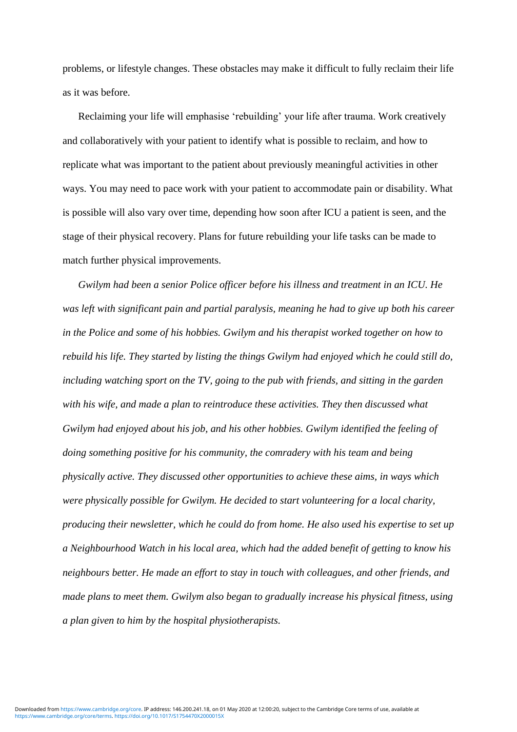problems, or lifestyle changes. These obstacles may make it difficult to fully reclaim their life as it was before.

Reclaiming your life will emphasise 'rebuilding' your life after trauma. Work creatively and collaboratively with your patient to identify what is possible to reclaim, and how to replicate what was important to the patient about previously meaningful activities in other ways. You may need to pace work with your patient to accommodate pain or disability. What is possible will also vary over time, depending how soon after ICU a patient is seen, and the stage of their physical recovery. Plans for future rebuilding your life tasks can be made to match further physical improvements.

*Gwilym had been a senior Police officer before his illness and treatment in an ICU. He was left with significant pain and partial paralysis, meaning he had to give up both his career in the Police and some of his hobbies. Gwilym and his therapist worked together on how to rebuild his life. They started by listing the things Gwilym had enjoyed which he could still do, including watching sport on the TV, going to the pub with friends, and sitting in the garden with his wife, and made a plan to reintroduce these activities. They then discussed what Gwilym had enjoyed about his job, and his other hobbies. Gwilym identified the feeling of doing something positive for his community, the comradery with his team and being physically active. They discussed other opportunities to achieve these aims, in ways which were physically possible for Gwilym. He decided to start volunteering for a local charity, producing their newsletter, which he could do from home. He also used his expertise to set up a Neighbourhood Watch in his local area, which had the added benefit of getting to know his neighbours better. He made an effort to stay in touch with colleagues, and other friends, and made plans to meet them. Gwilym also began to gradually increase his physical fitness, using a plan given to him by the hospital physiotherapists.*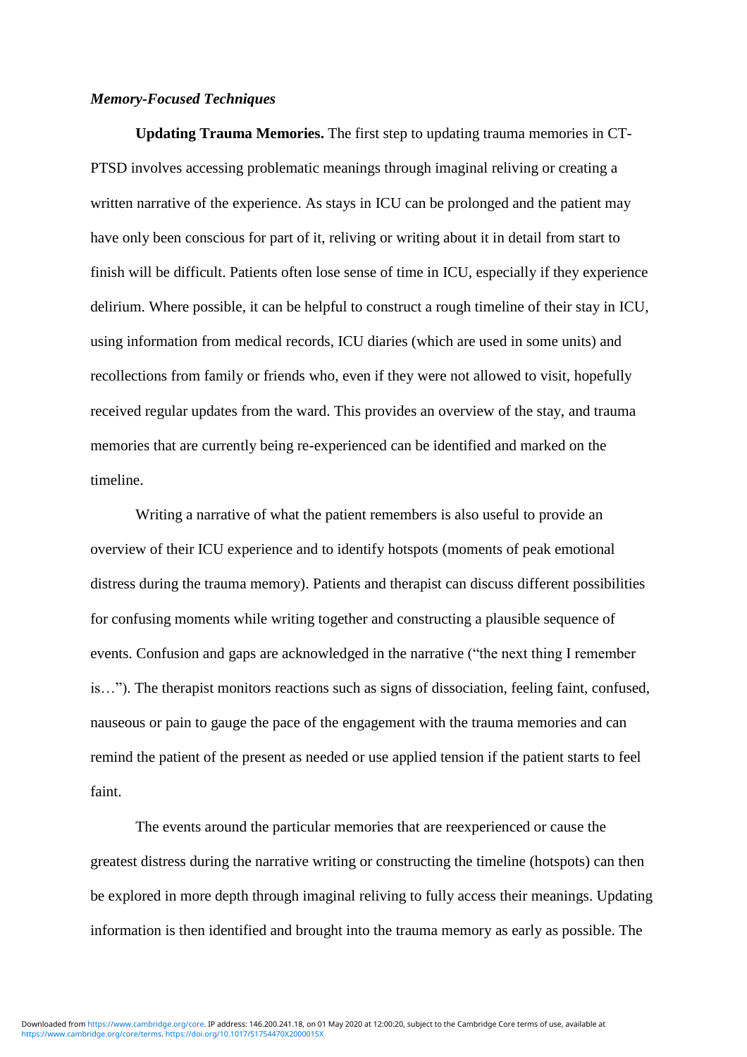### *Memory-Focused Techniques*

**Updating Trauma Memories.** The first step to updating trauma memories in CT-PTSD involves accessing problematic meanings through imaginal reliving or creating a written narrative of the experience. As stays in ICU can be prolonged and the patient may have only been conscious for part of it, reliving or writing about it in detail from start to finish will be difficult. Patients often lose sense of time in ICU, especially if they experience delirium. Where possible, it can be helpful to construct a rough timeline of their stay in ICU, using information from medical records, ICU diaries (which are used in some units) and recollections from family or friends who, even if they were not allowed to visit, hopefully received regular updates from the ward. This provides an overview of the stay, and trauma memories that are currently being re-experienced can be identified and marked on the timeline.

Writing a narrative of what the patient remembers is also useful to provide an overview of their ICU experience and to identify hotspots (moments of peak emotional distress during the trauma memory). Patients and therapist can discuss different possibilities for confusing moments while writing together and constructing a plausible sequence of events. Confusion and gaps are acknowledged in the narrative ("the next thing I remember is…"). The therapist monitors reactions such as signs of dissociation, feeling faint, confused, nauseous or pain to gauge the pace of the engagement with the trauma memories and can remind the patient of the present as needed or use applied tension if the patient starts to feel faint.

The events around the particular memories that are reexperienced or cause the greatest distress during the narrative writing or constructing the timeline (hotspots) can then be explored in more depth through imaginal reliving to fully access their meanings. Updating information is then identified and brought into the trauma memory as early as possible. The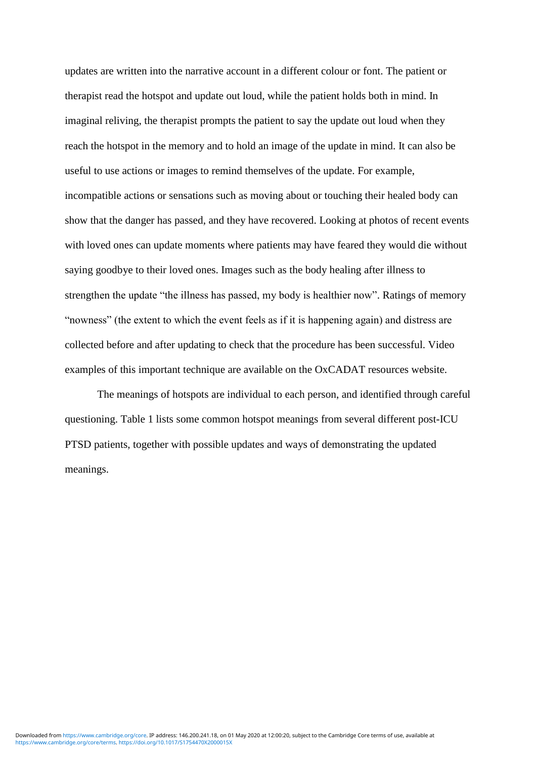updates are written into the narrative account in a different colour or font. The patient or therapist read the hotspot and update out loud, while the patient holds both in mind. In imaginal reliving, the therapist prompts the patient to say the update out loud when they reach the hotspot in the memory and to hold an image of the update in mind. It can also be useful to use actions or images to remind themselves of the update. For example, incompatible actions or sensations such as moving about or touching their healed body can show that the danger has passed, and they have recovered. Looking at photos of recent events with loved ones can update moments where patients may have feared they would die without saying goodbye to their loved ones. Images such as the body healing after illness to strengthen the update "the illness has passed, my body is healthier now". Ratings of memory "nowness" (the extent to which the event feels as if it is happening again) and distress are collected before and after updating to check that the procedure has been successful. Video examples of this important technique are available on the OxCADAT resources website.

The meanings of hotspots are individual to each person, and identified through careful questioning. Table 1 lists some common hotspot meanings from several different post-ICU PTSD patients, together with possible updates and ways of demonstrating the updated meanings.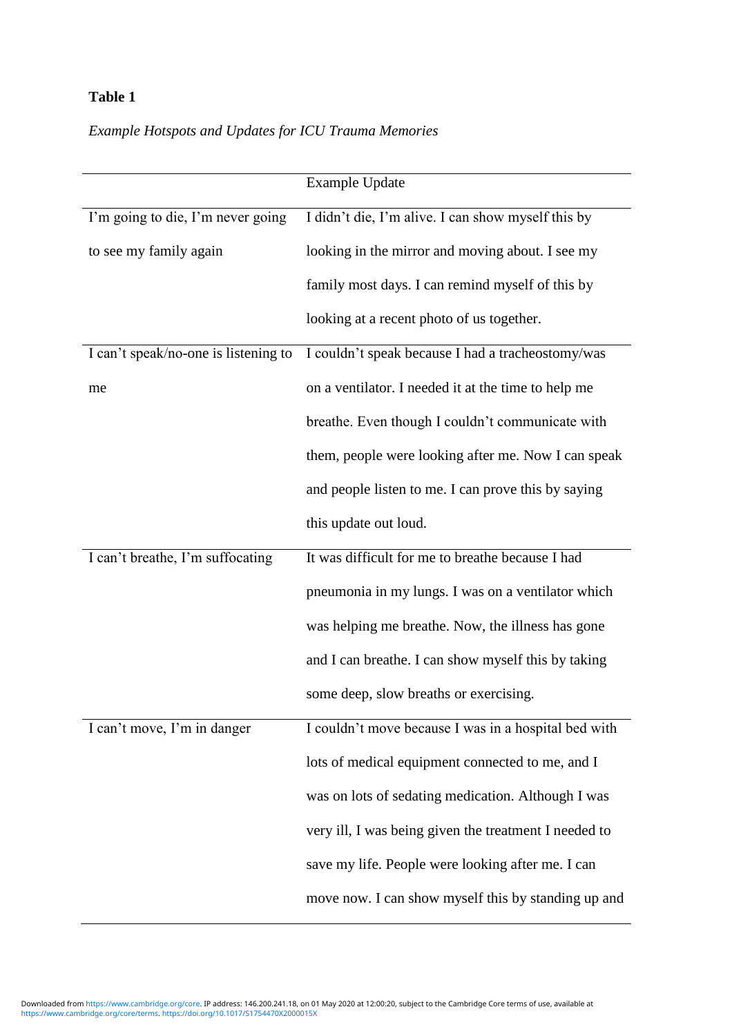**Table 1**

*Example Hotspots and Updates for ICU Trauma Memories*

| | Example Update |
|---|---|
| I'm going to die, I'm never going to see my family again | I didn't die, I'm alive. I can show myself this by looking in the mirror and moving about. I see my family most days. I can remind myself of this by looking at a recent photo of us together. |
| I can't speak/no-one is listening to me | I couldn't speak because I had a tracheostomy/was on a ventilator. I needed it at the time to help me breathe. Even though I couldn't communicate with them, people were looking after me. Now I can speak and people listen to me. I can prove this by saying this update out loud. |
| I can't breathe, I'm suffocating | It was difficult for me to breathe because I had pneumonia in my lungs. I was on a ventilator which was helping me breathe. Now, the illness has gone and I can breathe. I can show myself this by taking some deep, slow breaths or exercising. |
| I can't move, I'm in danger | I couldn't move because I was in a hospital bed with lots of medical equipment connected to me, and I was on lots of sedating medication. Although I was very ill, I was being given the treatment I needed to save my life. People were looking after me. I can move now. I can show myself this by standing up and |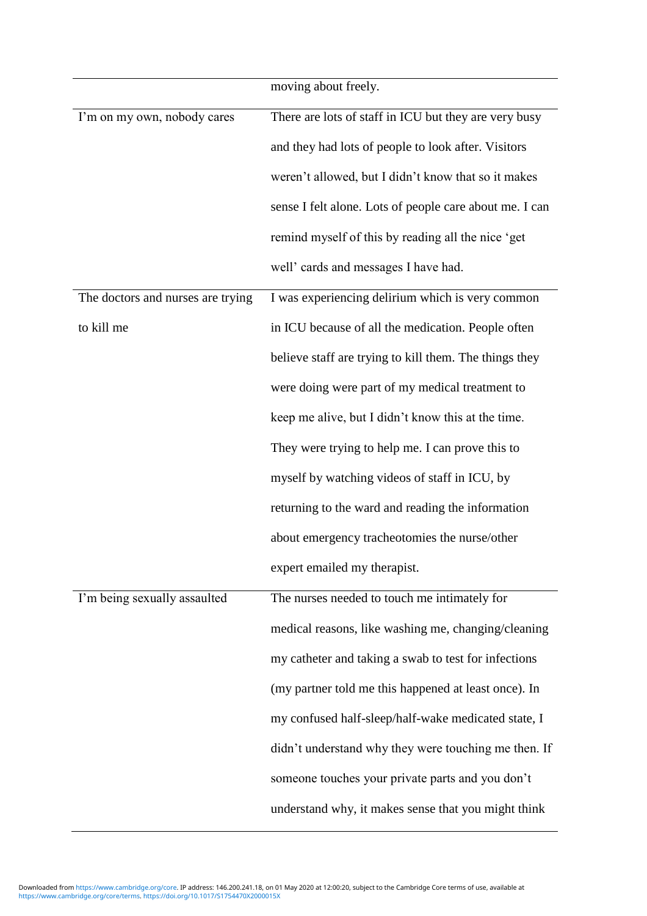| | |
|---|---|
| | moving about freely. |
| I'm on my own, nobody cares | There are lots of staff in ICU but they are very busy and they had lots of people to look after. Visitors weren't allowed, but I didn't know that so it makes sense I felt alone. Lots of people care about me. I can remind myself of this by reading all the nice 'get well' cards and messages I have had. |
| The doctors and nurses are trying to kill me | I was experiencing delirium which is very common in ICU because of all the medication. People often believe staff are trying to kill them. The things they were doing were part of my medical treatment to keep me alive, but I didn't know this at the time. They were trying to help me. I can prove this to myself by watching videos of staff in ICU, by returning to the ward and reading the information about emergency tracheotomies the nurse/other expert emailed my therapist. |
| I'm being sexually assaulted | The nurses needed to touch me intimately for medical reasons, like washing me, changing/cleaning my catheter and taking a swab to test for infections (my partner told me this happened at least once). In my confused half-sleep/half-wake medicated state, I didn't understand why they were touching me then. If someone touches your private parts and you don't understand why, it makes sense that you might think |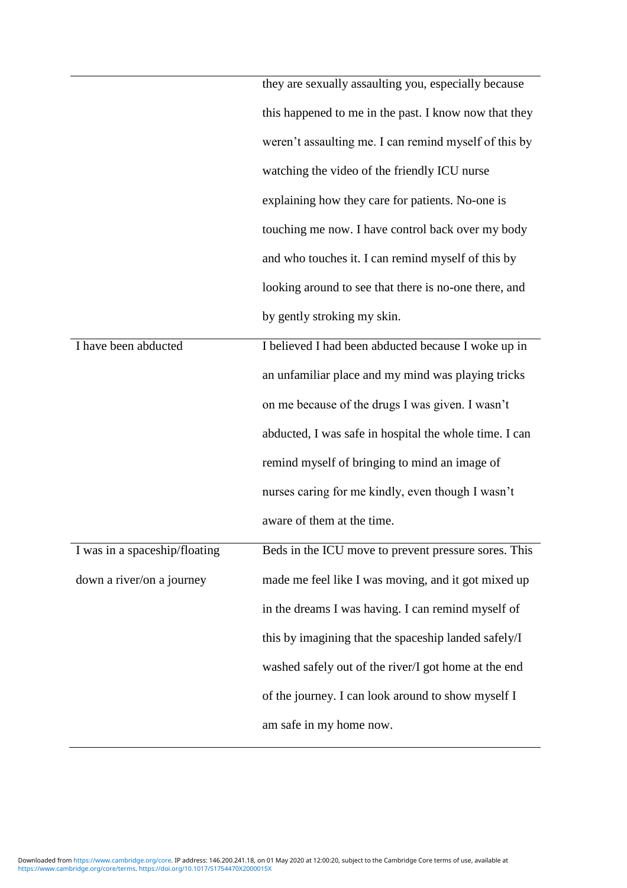| | |
|---|---|
| | they are sexually assaulting you, especially because this happened to me in the past. I know now that they weren't assaulting me. I can remind myself of this by watching the video of the friendly ICU nurse explaining how they care for patients. No-one is touching me now. I have control back over my body and who touches it. I can remind myself of this by looking around to see that there is no-one there, and by gently stroking my skin. |
| I have been abducted | I believed I had been abducted because I woke up in an unfamiliar place and my mind was playing tricks on me because of the drugs I was given. I wasn't abducted, I was safe in hospital the whole time. I can remind myself of bringing to mind an image of nurses caring for me kindly, even though I wasn't aware of them at the time. |
| I was in a spaceship/floating down a river/on a journey | Beds in the ICU move to prevent pressure sores. This made me feel like I was moving, and it got mixed up in the dreams I was having. I can remind myself of this by imagining that the spaceship landed safely/I washed safely out of the river/I got home at the end of the journey. I can look around to show myself I am safe in my home now. |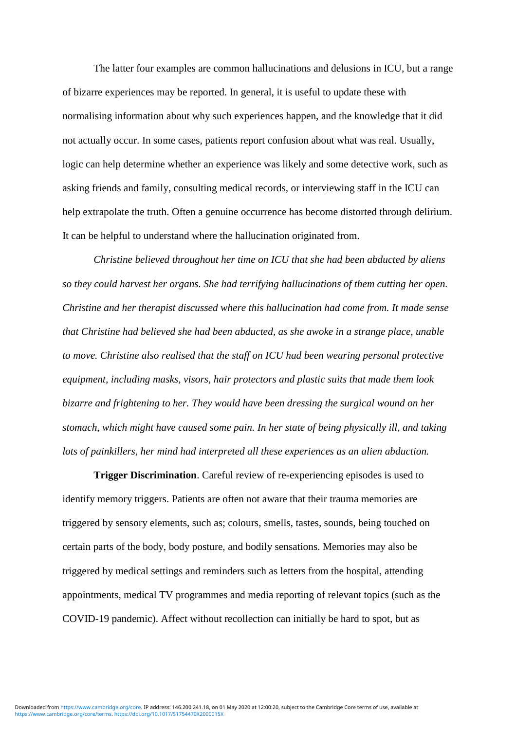The latter four examples are common hallucinations and delusions in ICU, but a range of bizarre experiences may be reported. In general, it is useful to update these with normalising information about why such experiences happen, and the knowledge that it did not actually occur. In some cases, patients report confusion about what was real. Usually, logic can help determine whether an experience was likely and some detective work, such as asking friends and family, consulting medical records, or interviewing staff in the ICU can help extrapolate the truth. Often a genuine occurrence has become distorted through delirium. It can be helpful to understand where the hallucination originated from.

*Christine believed throughout her time on ICU that she had been abducted by aliens so they could harvest her organs. She had terrifying hallucinations of them cutting her open. Christine and her therapist discussed where this hallucination had come from. It made sense that Christine had believed she had been abducted, as she awoke in a strange place, unable to move. Christine also realised that the staff on ICU had been wearing personal protective equipment, including masks, visors, hair protectors and plastic suits that made them look bizarre and frightening to her. They would have been dressing the surgical wound on her stomach, which might have caused some pain. In her state of being physically ill, and taking lots of painkillers, her mind had interpreted all these experiences as an alien abduction.*

**Trigger Discrimination**. Careful review of re-experiencing episodes is used to identify memory triggers. Patients are often not aware that their trauma memories are triggered by sensory elements, such as; colours, smells, tastes, sounds, being touched on certain parts of the body, body posture, and bodily sensations. Memories may also be triggered by medical settings and reminders such as letters from the hospital, attending appointments, medical TV programmes and media reporting of relevant topics (such as the COVID-19 pandemic). Affect without recollection can initially be hard to spot, but as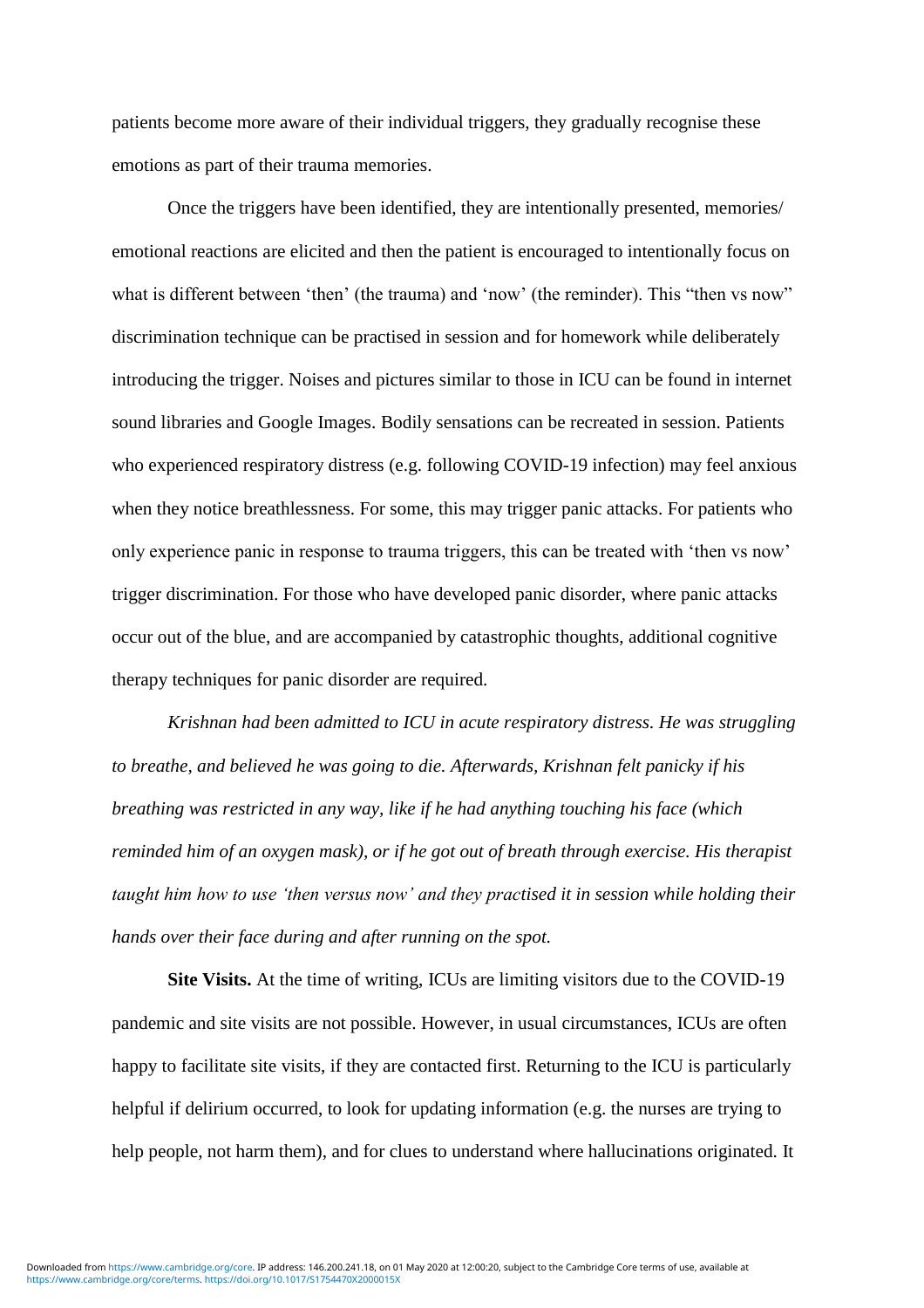patients become more aware of their individual triggers, they gradually recognise these emotions as part of their trauma memories.

Once the triggers have been identified, they are intentionally presented, memories/ emotional reactions are elicited and then the patient is encouraged to intentionally focus on what is different between 'then' (the trauma) and 'now' (the reminder). This "then vs now" discrimination technique can be practised in session and for homework while deliberately introducing the trigger. Noises and pictures similar to those in ICU can be found in internet sound libraries and Google Images. Bodily sensations can be recreated in session. Patients who experienced respiratory distress (e.g. following COVID-19 infection) may feel anxious when they notice breathlessness. For some, this may trigger panic attacks. For patients who only experience panic in response to trauma triggers, this can be treated with 'then vs now' trigger discrimination. For those who have developed panic disorder, where panic attacks occur out of the blue, and are accompanied by catastrophic thoughts, additional cognitive therapy techniques for panic disorder are required.

*Krishnan had been admitted to ICU in acute respiratory distress. He was struggling to breathe, and believed he was going to die. Afterwards, Krishnan felt panicky if his breathing was restricted in any way, like if he had anything touching his face (which reminded him of an oxygen mask), or if he got out of breath through exercise. His therapist taught him how to use 'then versus now' and they practised it in session while holding their hands over their face during and after running on the spot.*

**Site Visits.** At the time of writing, ICUs are limiting visitors due to the COVID-19 pandemic and site visits are not possible. However, in usual circumstances, ICUs are often happy to facilitate site visits, if they are contacted first. Returning to the ICU is particularly helpful if delirium occurred, to look for updating information (e.g. the nurses are trying to help people, not harm them), and for clues to understand where hallucinations originated. It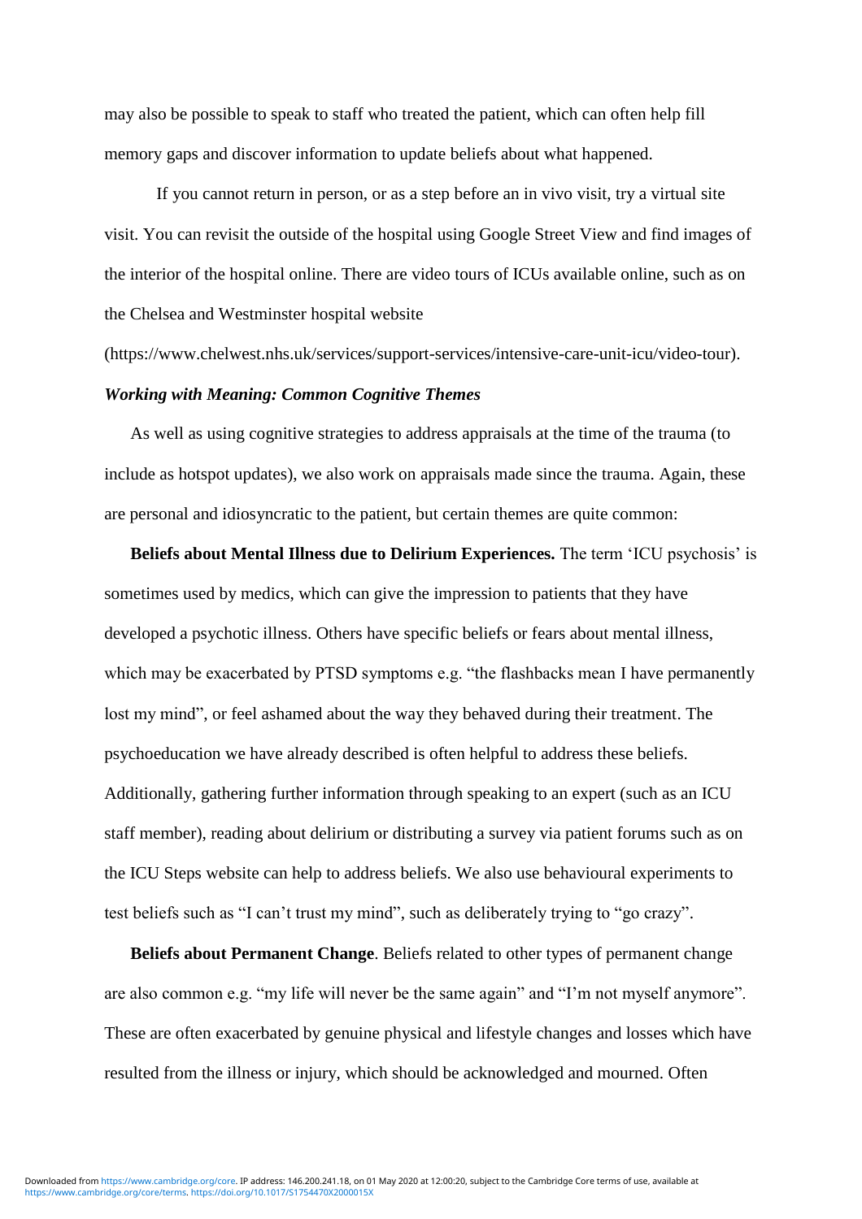may also be possible to speak to staff who treated the patient, which can often help fill memory gaps and discover information to update beliefs about what happened.

If you cannot return in person, or as a step before an in vivo visit, try a virtual site visit. You can revisit the outside of the hospital using Google Street View and find images of the interior of the hospital online. There are video tours of ICUs available online, such as on the Chelsea and Westminster hospital website (https://www.chelwest.nhs.uk/services/support-services/intensive-care-unit-icu/video-tour).

***Working with Meaning: Common Cognitive Themes***

As well as using cognitive strategies to address appraisals at the time of the trauma (to include as hotspot updates), we also work on appraisals made since the trauma. Again, these are personal and idiosyncratic to the patient, but certain themes are quite common:

**Beliefs about Mental Illness due to Delirium Experiences.** The term 'ICU psychosis' is sometimes used by medics, which can give the impression to patients that they have developed a psychotic illness. Others have specific beliefs or fears about mental illness, which may be exacerbated by PTSD symptoms e.g. "the flashbacks mean I have permanently lost my mind", or feel ashamed about the way they behaved during their treatment. The psychoeducation we have already described is often helpful to address these beliefs. Additionally, gathering further information through speaking to an expert (such as an ICU staff member), reading about delirium or distributing a survey via patient forums such as on the ICU Steps website can help to address beliefs. We also use behavioural experiments to test beliefs such as "I can't trust my mind", such as deliberately trying to "go crazy".

**Beliefs about Permanent Change**. Beliefs related to other types of permanent change are also common e.g. "my life will never be the same again" and "I'm not myself anymore". These are often exacerbated by genuine physical and lifestyle changes and losses which have resulted from the illness or injury, which should be acknowledged and mourned. Often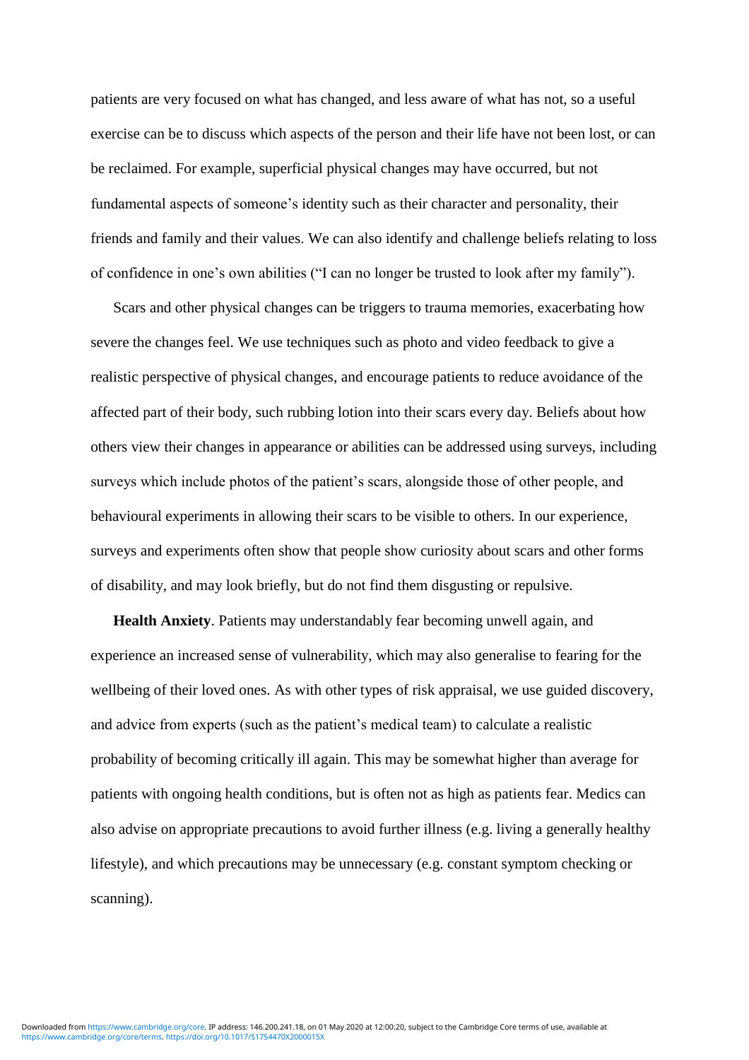patients are very focused on what has changed, and less aware of what has not, so a useful exercise can be to discuss which aspects of the person and their life have not been lost, or can be reclaimed. For example, superficial physical changes may have occurred, but not fundamental aspects of someone's identity such as their character and personality, their friends and family and their values. We can also identify and challenge beliefs relating to loss of confidence in one's own abilities ("I can no longer be trusted to look after my family").

Scars and other physical changes can be triggers to trauma memories, exacerbating how severe the changes feel. We use techniques such as photo and video feedback to give a realistic perspective of physical changes, and encourage patients to reduce avoidance of the affected part of their body, such rubbing lotion into their scars every day. Beliefs about how others view their changes in appearance or abilities can be addressed using surveys, including surveys which include photos of the patient's scars, alongside those of other people, and behavioural experiments in allowing their scars to be visible to others. In our experience, surveys and experiments often show that people show curiosity about scars and other forms of disability, and may look briefly, but do not find them disgusting or repulsive.

**Health Anxiety**. Patients may understandably fear becoming unwell again, and experience an increased sense of vulnerability, which may also generalise to fearing for the wellbeing of their loved ones. As with other types of risk appraisal, we use guided discovery, and advice from experts (such as the patient's medical team) to calculate a realistic probability of becoming critically ill again. This may be somewhat higher than average for patients with ongoing health conditions, but is often not as high as patients fear. Medics can also advise on appropriate precautions to avoid further illness (e.g. living a generally healthy lifestyle), and which precautions may be unnecessary (e.g. constant symptom checking or scanning).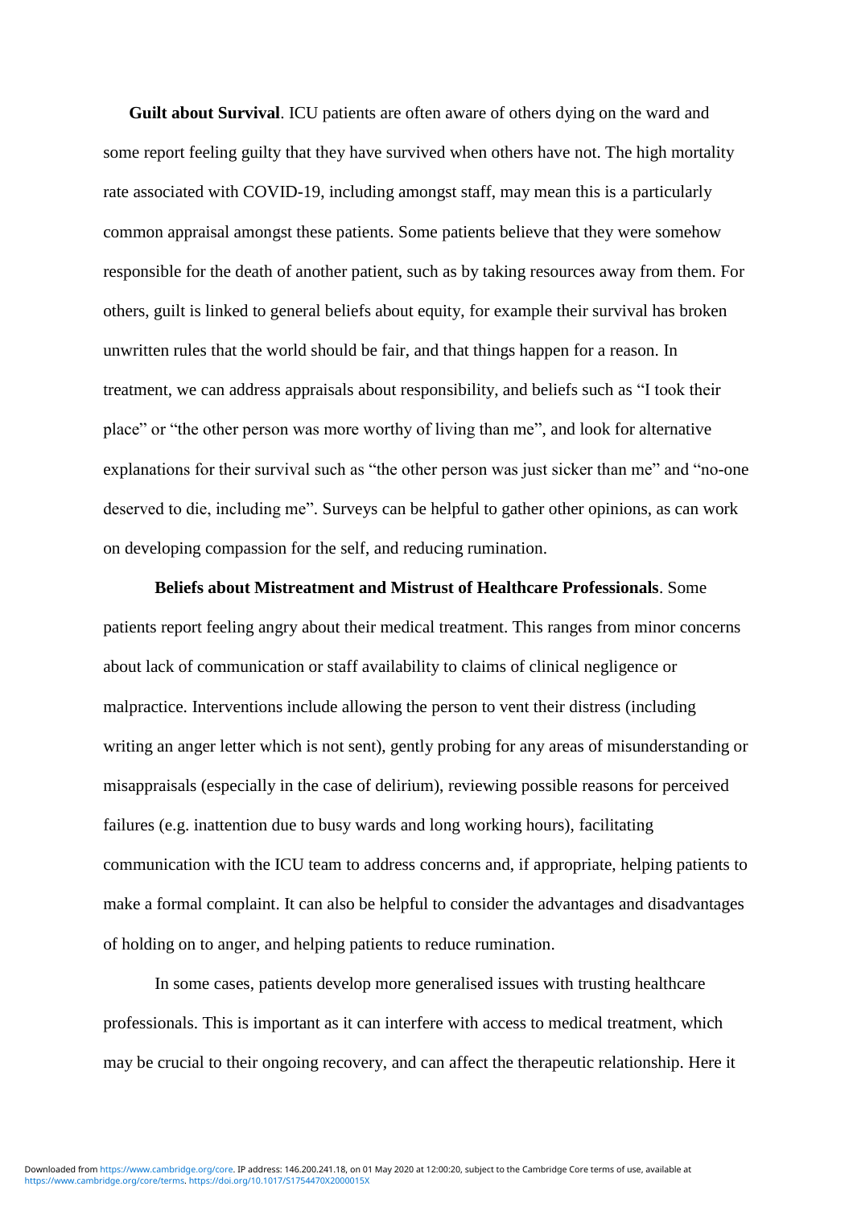**Guilt about Survival**. ICU patients are often aware of others dying on the ward and some report feeling guilty that they have survived when others have not. The high mortality rate associated with COVID-19, including amongst staff, may mean this is a particularly common appraisal amongst these patients. Some patients believe that they were somehow responsible for the death of another patient, such as by taking resources away from them. For others, guilt is linked to general beliefs about equity, for example their survival has broken unwritten rules that the world should be fair, and that things happen for a reason. In treatment, we can address appraisals about responsibility, and beliefs such as "I took their place" or "the other person was more worthy of living than me", and look for alternative explanations for their survival such as "the other person was just sicker than me" and "no-one deserved to die, including me". Surveys can be helpful to gather other opinions, as can work on developing compassion for the self, and reducing rumination.

**Beliefs about Mistreatment and Mistrust of Healthcare Professionals**. Some patients report feeling angry about their medical treatment. This ranges from minor concerns about lack of communication or staff availability to claims of clinical negligence or malpractice. Interventions include allowing the person to vent their distress (including writing an anger letter which is not sent), gently probing for any areas of misunderstanding or misappraisals (especially in the case of delirium), reviewing possible reasons for perceived failures (e.g. inattention due to busy wards and long working hours), facilitating communication with the ICU team to address concerns and, if appropriate, helping patients to make a formal complaint. It can also be helpful to consider the advantages and disadvantages of holding on to anger, and helping patients to reduce rumination.

In some cases, patients develop more generalised issues with trusting healthcare professionals. This is important as it can interfere with access to medical treatment, which may be crucial to their ongoing recovery, and can affect the therapeutic relationship. Here it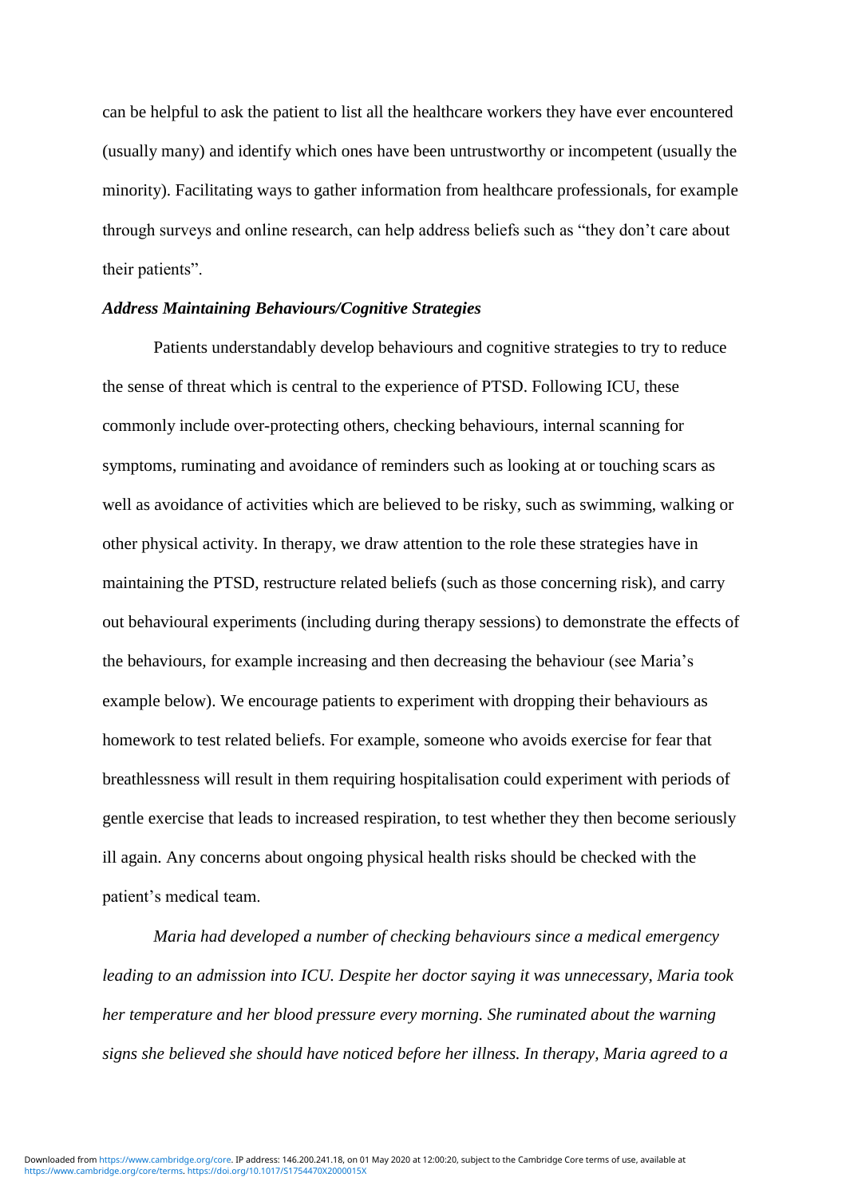can be helpful to ask the patient to list all the healthcare workers they have ever encountered (usually many) and identify which ones have been untrustworthy or incompetent (usually the minority). Facilitating ways to gather information from healthcare professionals, for example through surveys and online research, can help address beliefs such as "they don't care about their patients".

### *Address Maintaining Behaviours/Cognitive Strategies*

Patients understandably develop behaviours and cognitive strategies to try to reduce the sense of threat which is central to the experience of PTSD. Following ICU, these commonly include over-protecting others, checking behaviours, internal scanning for symptoms, ruminating and avoidance of reminders such as looking at or touching scars as well as avoidance of activities which are believed to be risky, such as swimming, walking or other physical activity. In therapy, we draw attention to the role these strategies have in maintaining the PTSD, restructure related beliefs (such as those concerning risk), and carry out behavioural experiments (including during therapy sessions) to demonstrate the effects of the behaviours, for example increasing and then decreasing the behaviour (see Maria's example below). We encourage patients to experiment with dropping their behaviours as homework to test related beliefs. For example, someone who avoids exercise for fear that breathlessness will result in them requiring hospitalisation could experiment with periods of gentle exercise that leads to increased respiration, to test whether they then become seriously ill again. Any concerns about ongoing physical health risks should be checked with the patient's medical team.

*Maria had developed a number of checking behaviours since a medical emergency leading to an admission into ICU. Despite her doctor saying it was unnecessary, Maria took her temperature and her blood pressure every morning. She ruminated about the warning signs she believed she should have noticed before her illness. In therapy, Maria agreed to a*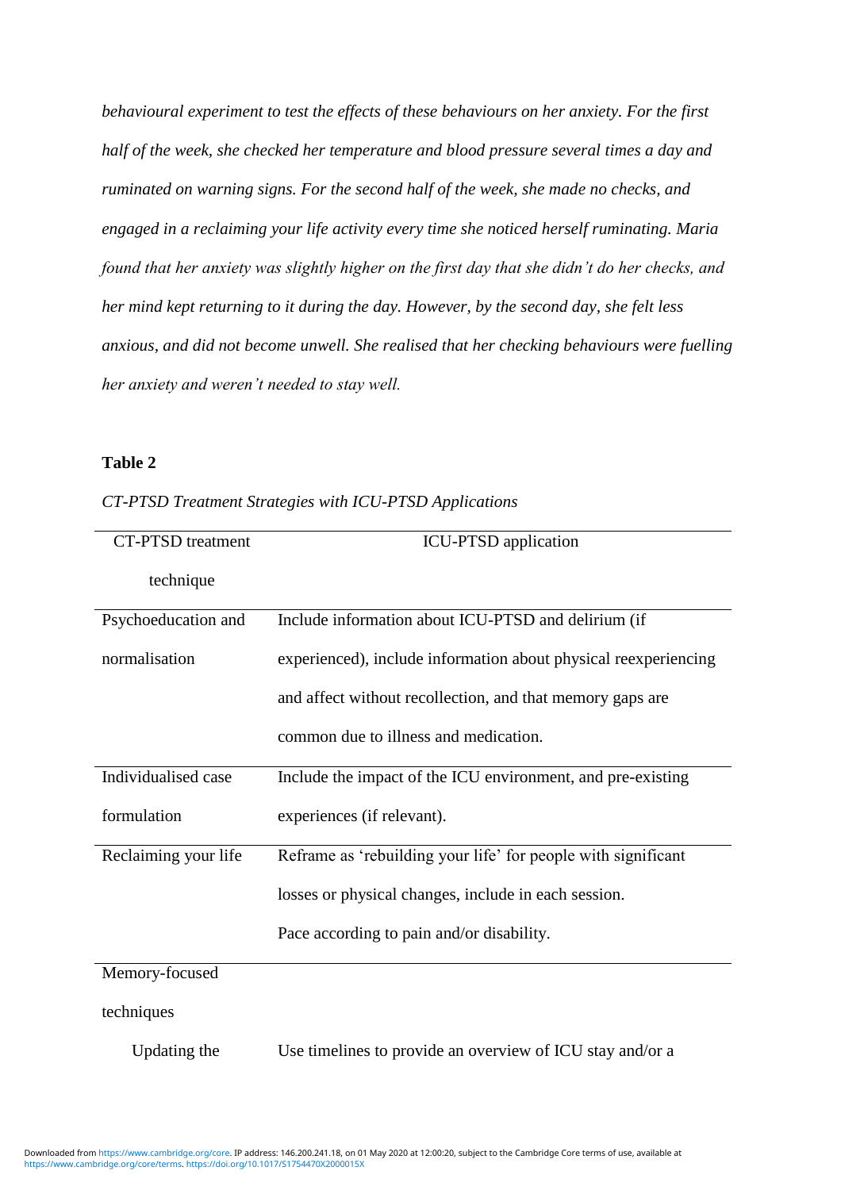*behavioural experiment to test the effects of these behaviours on her anxiety. For the first half of the week, she checked her temperature and blood pressure several times a day and ruminated on warning signs. For the second half of the week, she made no checks, and engaged in a reclaiming your life activity every time she noticed herself ruminating. Maria found that her anxiety was slightly higher on the first day that she didn't do her checks, and her mind kept returning to it during the day. However, by the second day, she felt less anxious, and did not become unwell. She realised that her checking behaviours were fuelling her anxiety and weren't needed to stay well.*

**Table 2**

*CT-PTSD Treatment Strategies with ICU-PTSD Applications*

| CT-PTSD treatment technique | ICU-PTSD application |
|---|---|
| Psychoeducation and normalisation | Include information about ICU-PTSD and delirium (if experienced), include information about physical reexperiencing and affect without recollection, and that memory gaps are common due to illness and medication. |
| Individualised case formulation | Include the impact of the ICU environment, and pre-existing experiences (if relevant). |
| Reclaiming your life | Reframe as 'rebuilding your life' for people with significant losses or physical changes, include in each session. Pace according to pain and/or disability. |
| Memory-focused techniques | |
| Updating the | Use timelines to provide an overview of ICU stay and/or a |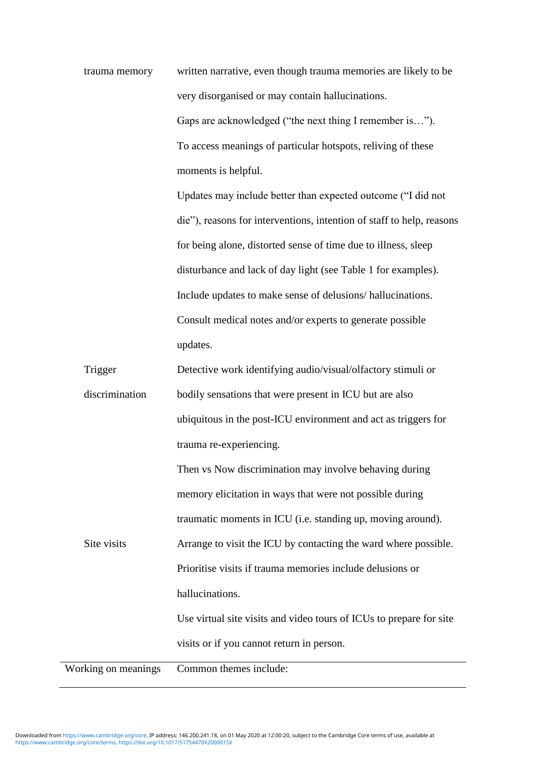| | |
|---|---|
| trauma memory | written narrative, even though trauma memories are likely to be very disorganised or may contain hallucinations. Gaps are acknowledged ("the next thing I remember is…"). To access meanings of particular hotspots, reliving of these moments is helpful. Updates may include better than expected outcome ("I did not die"), reasons for interventions, intention of staff to help, reasons for being alone, distorted sense of time due to illness, sleep disturbance and lack of day light (see Table 1 for examples). Include updates to make sense of delusions/ hallucinations. Consult medical notes and/or experts to generate possible updates. |
| Trigger discrimination | Detective work identifying audio/visual/olfactory stimuli or bodily sensations that were present in ICU but are also ubiquitous in the post-ICU environment and act as triggers for trauma re-experiencing. Then vs Now discrimination may involve behaving during memory elicitation in ways that were not possible during traumatic moments in ICU (i.e. standing up, moving around). |
| Site visits | Arrange to visit the ICU by contacting the ward where possible. Prioritise visits if trauma memories include delusions or hallucinations. Use virtual site visits and video tours of ICUs to prepare for site visits or if you cannot return in person. |
| Working on meanings | Common themes include: |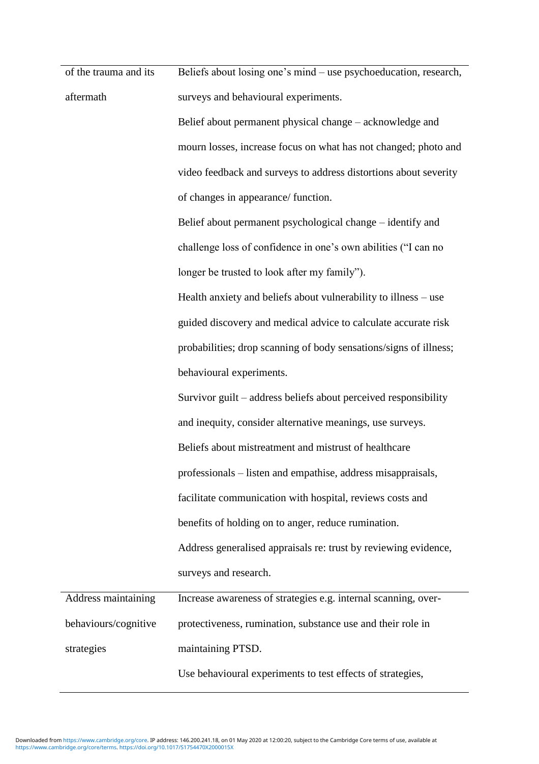| | |
|---|---|
| of the trauma and its aftermath | Beliefs about losing one's mind – use psychoeducation, research, surveys and behavioural experiments.<br>Belief about permanent physical change – acknowledge and mourn losses, increase focus on what has not changed; photo and video feedback and surveys to address distortions about severity of changes in appearance/ function.<br>Belief about permanent psychological change – identify and challenge loss of confidence in one's own abilities ("I can no longer be trusted to look after my family").<br>Health anxiety and beliefs about vulnerability to illness – use guided discovery and medical advice to calculate accurate risk probabilities; drop scanning of body sensations/signs of illness; behavioural experiments.<br>Survivor guilt – address beliefs about perceived responsibility and inequity, consider alternative meanings, use surveys.<br>Beliefs about mistreatment and mistrust of healthcare professionals – listen and empathise, address misappraisals, facilitate communication with hospital, reviews costs and benefits of holding on to anger, reduce rumination.<br>Address generalised appraisals re: trust by reviewing evidence, surveys and research. |
| Address maintaining behaviours/cognitive strategies | Increase awareness of strategies e.g. internal scanning, over-protectiveness, rumination, substance use and their role in maintaining PTSD.<br>Use behavioural experiments to test effects of strategies, |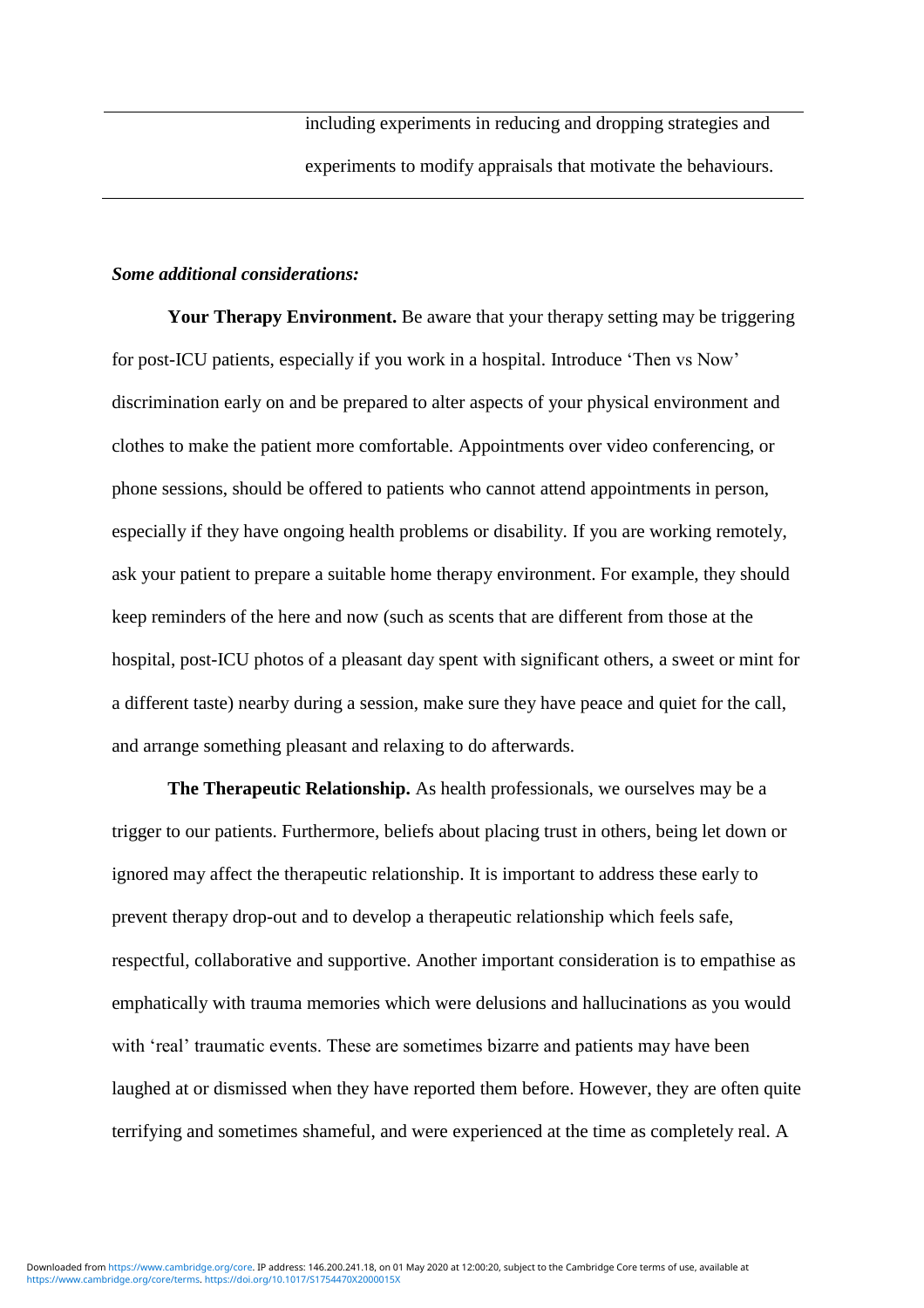| | including experiments in reducing and dropping strategies and experiments to modify appraisals that motivate the behaviours. |
|---|---|

***Some additional considerations:***

**Your Therapy Environment.** Be aware that your therapy setting may be triggering for post-ICU patients, especially if you work in a hospital. Introduce 'Then vs Now' discrimination early on and be prepared to alter aspects of your physical environment and clothes to make the patient more comfortable. Appointments over video conferencing, or phone sessions, should be offered to patients who cannot attend appointments in person, especially if they have ongoing health problems or disability. If you are working remotely, ask your patient to prepare a suitable home therapy environment. For example, they should keep reminders of the here and now (such as scents that are different from those at the hospital, post-ICU photos of a pleasant day spent with significant others, a sweet or mint for a different taste) nearby during a session, make sure they have peace and quiet for the call, and arrange something pleasant and relaxing to do afterwards.

**The Therapeutic Relationship.** As health professionals, we ourselves may be a trigger to our patients. Furthermore, beliefs about placing trust in others, being let down or ignored may affect the therapeutic relationship. It is important to address these early to prevent therapy drop-out and to develop a therapeutic relationship which feels safe, respectful, collaborative and supportive. Another important consideration is to empathise as emphatically with trauma memories which were delusions and hallucinations as you would with 'real' traumatic events. These are sometimes bizarre and patients may have been laughed at or dismissed when they have reported them before. However, they are often quite terrifying and sometimes shameful, and were experienced at the time as completely real. A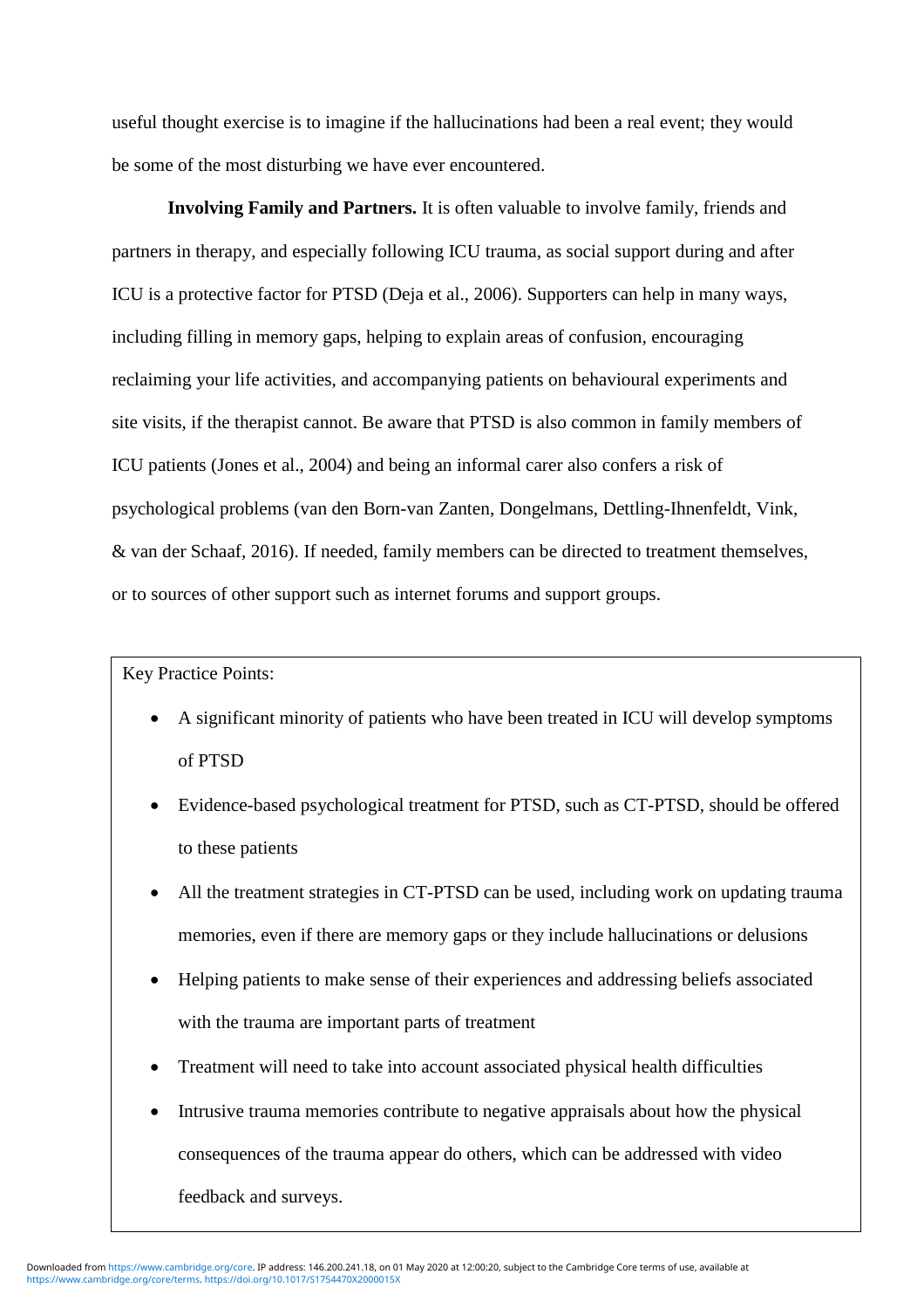useful thought exercise is to imagine if the hallucinations had been a real event; they would be some of the most disturbing we have ever encountered.

**Involving Family and Partners.** It is often valuable to involve family, friends and partners in therapy, and especially following ICU trauma, as social support during and after ICU is a protective factor for PTSD (Deja et al., 2006). Supporters can help in many ways, including filling in memory gaps, helping to explain areas of confusion, encouraging reclaiming your life activities, and accompanying patients on behavioural experiments and site visits, if the therapist cannot. Be aware that PTSD is also common in family members of ICU patients (Jones et al., 2004) and being an informal carer also confers a risk of psychological problems (van den Born-van Zanten, Dongelmans, Dettling-Ihnenfeldt, Vink, & van der Schaaf, 2016). If needed, family members can be directed to treatment themselves, or to sources of other support such as internet forums and support groups.

Key Practice Points:

- A significant minority of patients who have been treated in ICU will develop symptoms of PTSD
- Evidence-based psychological treatment for PTSD, such as CT-PTSD, should be offered to these patients
- All the treatment strategies in CT-PTSD can be used, including work on updating trauma memories, even if there are memory gaps or they include hallucinations or delusions
- Helping patients to make sense of their experiences and addressing beliefs associated with the trauma are important parts of treatment
- Treatment will need to take into account associated physical health difficulties
- Intrusive trauma memories contribute to negative appraisals about how the physical consequences of the trauma appear do others, which can be addressed with video feedback and surveys.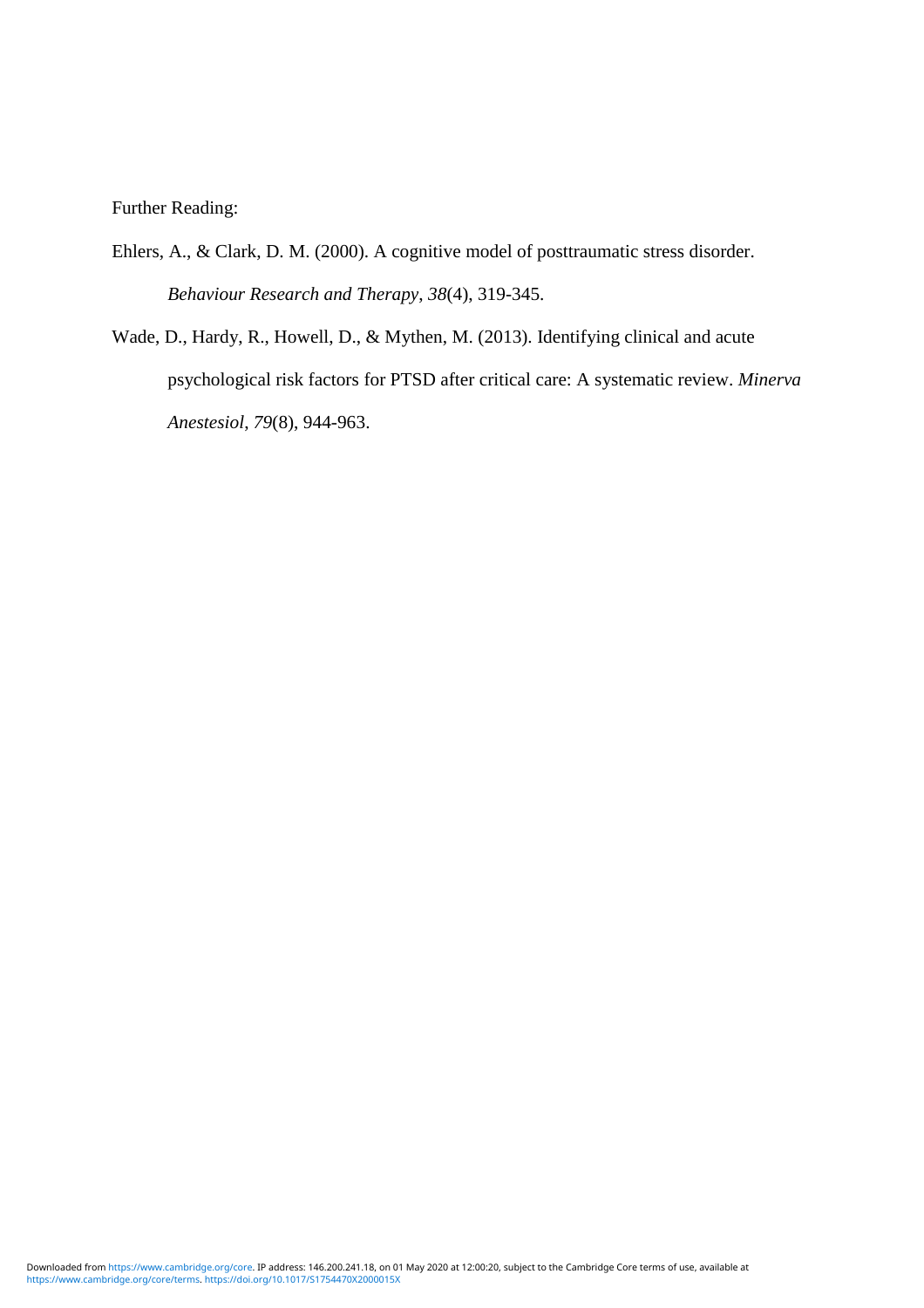Further Reading:

Ehlers, A., & Clark, D. M. (2000). A cognitive model of posttraumatic stress disorder. *Behaviour Research and Therapy*, *38*(4), 319-345.

Wade, D., Hardy, R., Howell, D., & Mythen, M. (2013). Identifying clinical and acute psychological risk factors for PTSD after critical care: A systematic review. *Minerva Anestesiol*, *79*(8), 944-963.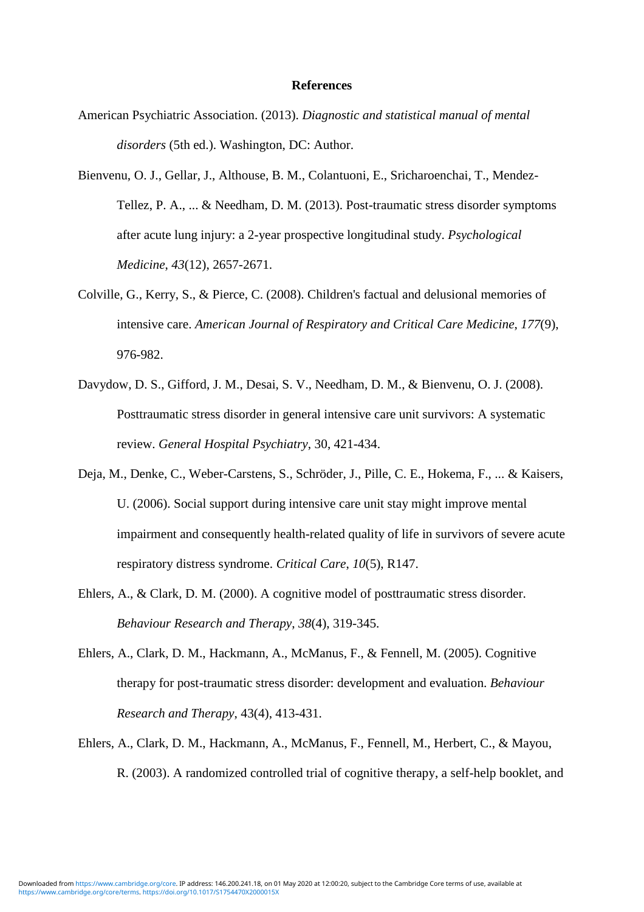# References

American Psychiatric Association. (2013). *Diagnostic and statistical manual of mental disorders* (5th ed.). Washington, DC: Author.

Bienvenu, O. J., Gellar, J., Althouse, B. M., Colantuoni, E., Sricharoenchai, T., Mendez-Tellez, P. A., ... & Needham, D. M. (2013). Post-traumatic stress disorder symptoms after acute lung injury: a 2-year prospective longitudinal study. *Psychological Medicine*, *43*(12), 2657-2671.

Colville, G., Kerry, S., & Pierce, C. (2008). Children's factual and delusional memories of intensive care. *American Journal of Respiratory and Critical Care Medicine*, *177*(9), 976-982.

Davydow, D. S., Gifford, J. M., Desai, S. V., Needham, D. M., & Bienvenu, O. J. (2008). Posttraumatic stress disorder in general intensive care unit survivors: A systematic review. *General Hospital Psychiatry*, 30, 421-434.

Deja, M., Denke, C., Weber-Carstens, S., Schröder, J., Pille, C. E., Hokema, F., ... & Kaisers, U. (2006). Social support during intensive care unit stay might improve mental impairment and consequently health-related quality of life in survivors of severe acute respiratory distress syndrome. *Critical Care*, *10*(5), R147.

Ehlers, A., & Clark, D. M. (2000). A cognitive model of posttraumatic stress disorder. *Behaviour Research and Therapy*, *38*(4), 319-345.

Ehlers, A., Clark, D. M., Hackmann, A., McManus, F., & Fennell, M. (2005). Cognitive therapy for post-traumatic stress disorder: development and evaluation. *Behaviour Research and Therapy*, 43(4), 413-431.

Ehlers, A., Clark, D. M., Hackmann, A., McManus, F., Fennell, M., Herbert, C., & Mayou, R. (2003). A randomized controlled trial of cognitive therapy, a self-help booklet, and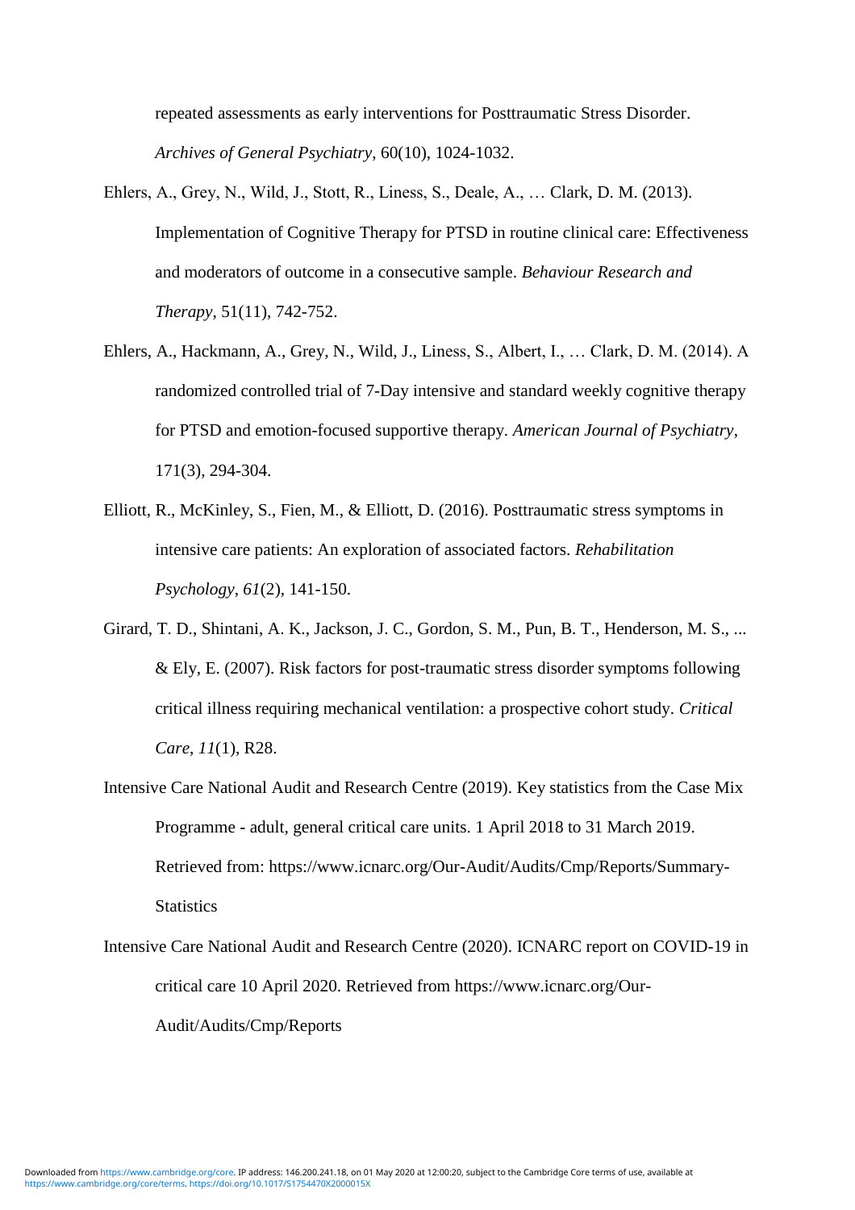repeated assessments as early interventions for Posttraumatic Stress Disorder. *Archives of General Psychiatry*, 60(10), 1024-1032.

Ehlers, A., Grey, N., Wild, J., Stott, R., Liness, S., Deale, A., … Clark, D. M. (2013). Implementation of Cognitive Therapy for PTSD in routine clinical care: Effectiveness and moderators of outcome in a consecutive sample. *Behaviour Research and Therapy*, 51(11), 742-752.

Ehlers, A., Hackmann, A., Grey, N., Wild, J., Liness, S., Albert, I., … Clark, D. M. (2014). A randomized controlled trial of 7-Day intensive and standard weekly cognitive therapy for PTSD and emotion-focused supportive therapy. *American Journal of Psychiatry*, 171(3), 294-304.

Elliott, R., McKinley, S., Fien, M., & Elliott, D. (2016). Posttraumatic stress symptoms in intensive care patients: An exploration of associated factors. *Rehabilitation Psychology*, *61*(2), 141-150.

Girard, T. D., Shintani, A. K., Jackson, J. C., Gordon, S. M., Pun, B. T., Henderson, M. S., ... & Ely, E. (2007). Risk factors for post-traumatic stress disorder symptoms following critical illness requiring mechanical ventilation: a prospective cohort study. *Critical Care*, *11*(1), R28.

Intensive Care National Audit and Research Centre (2019). Key statistics from the Case Mix Programme - adult, general critical care units. 1 April 2018 to 31 March 2019. Retrieved from: https://www.icnarc.org/Our-Audit/Audits/Cmp/Reports/Summary-Statistics

Intensive Care National Audit and Research Centre (2020). ICNARC report on COVID-19 in critical care 10 April 2020. Retrieved from https://www.icnarc.org/Our-Audit/Audits/Cmp/Reports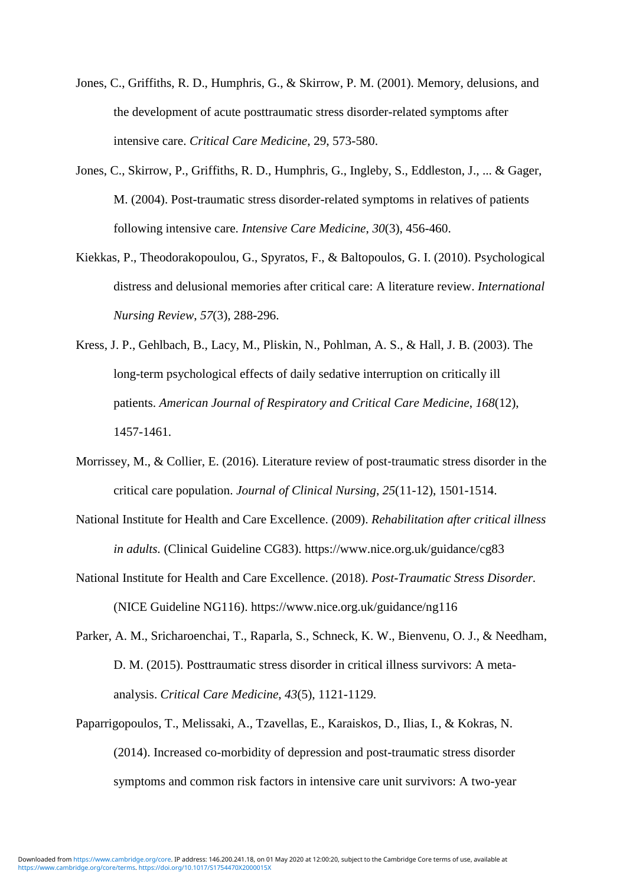Jones, C., Griffiths, R. D., Humphris, G., & Skirrow, P. M. (2001). Memory, delusions, and the development of acute posttraumatic stress disorder-related symptoms after intensive care. *Critical Care Medicine*, 29, 573-580.

Jones, C., Skirrow, P., Griffiths, R. D., Humphris, G., Ingleby, S., Eddleston, J., ... & Gager, M. (2004). Post-traumatic stress disorder-related symptoms in relatives of patients following intensive care. *Intensive Care Medicine*, *30*(3), 456-460.

Kiekkas, P., Theodorakopoulou, G., Spyratos, F., & Baltopoulos, G. I. (2010). Psychological distress and delusional memories after critical care: A literature review. *International Nursing Review*, *57*(3), 288-296.

Kress, J. P., Gehlbach, B., Lacy, M., Pliskin, N., Pohlman, A. S., & Hall, J. B. (2003). The long-term psychological effects of daily sedative interruption on critically ill patients. *American Journal of Respiratory and Critical Care Medicine*, *168*(12), 1457-1461.

Morrissey, M., & Collier, E. (2016). Literature review of post-traumatic stress disorder in the critical care population. *Journal of Clinical Nursing*, *25*(11-12), 1501-1514.

National Institute for Health and Care Excellence. (2009). *Rehabilitation after critical illness in adults.* (Clinical Guideline CG83). https://www.nice.org.uk/guidance/cg83

National Institute for Health and Care Excellence. (2018). *Post-Traumatic Stress Disorder.* (NICE Guideline NG116). https://www.nice.org.uk/guidance/ng116

Parker, A. M., Sricharoenchai, T., Raparla, S., Schneck, K. W., Bienvenu, O. J., & Needham, D. M. (2015). Posttraumatic stress disorder in critical illness survivors: A meta-analysis. *Critical Care Medicine*, *43*(5), 1121-1129.

Paparrigopoulos, T., Melissaki, A., Tzavellas, E., Karaiskos, D., Ilias, I., & Kokras, N. (2014). Increased co-morbidity of depression and post-traumatic stress disorder symptoms and common risk factors in intensive care unit survivors: A two-year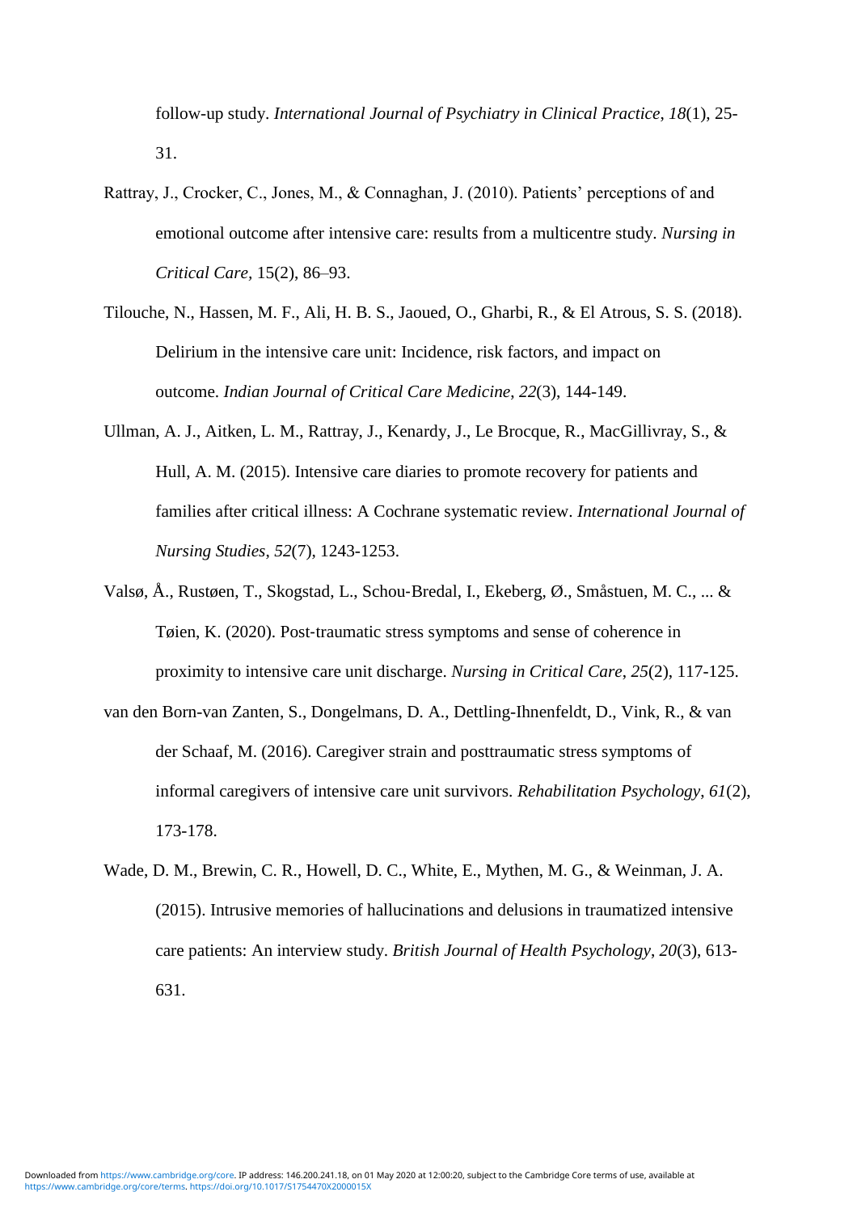follow-up study. *International Journal of Psychiatry in Clinical Practice*, *18*(1), 25-31.

Rattray, J., Crocker, C., Jones, M., & Connaghan, J. (2010). Patients' perceptions of and emotional outcome after intensive care: results from a multicentre study. *Nursing in Critical Care*, 15(2), 86–93.

Tilouche, N., Hassen, M. F., Ali, H. B. S., Jaoued, O., Gharbi, R., & El Atrous, S. S. (2018). Delirium in the intensive care unit: Incidence, risk factors, and impact on outcome. *Indian Journal of Critical Care Medicine*, *22*(3), 144-149.

Ullman, A. J., Aitken, L. M., Rattray, J., Kenardy, J., Le Brocque, R., MacGillivray, S., & Hull, A. M. (2015). Intensive care diaries to promote recovery for patients and families after critical illness: A Cochrane systematic review. *International Journal of Nursing Studies*, *52*(7), 1243-1253.

Valsø, Å., Rustøen, T., Skogstad, L., Schou‐Bredal, I., Ekeberg, Ø., Småstuen, M. C., ... & Tøien, K. (2020). Post‐traumatic stress symptoms and sense of coherence in proximity to intensive care unit discharge. *Nursing in Critical Care*, *25*(2), 117-125.

van den Born-van Zanten, S., Dongelmans, D. A., Dettling-Ihnenfeldt, D., Vink, R., & van der Schaaf, M. (2016). Caregiver strain and posttraumatic stress symptoms of informal caregivers of intensive care unit survivors. *Rehabilitation Psychology*, *61*(2), 173-178.

Wade, D. M., Brewin, C. R., Howell, D. C., White, E., Mythen, M. G., & Weinman, J. A. (2015). Intrusive memories of hallucinations and delusions in traumatized intensive care patients: An interview study. *British Journal of Health Psychology*, *20*(3), 613-631.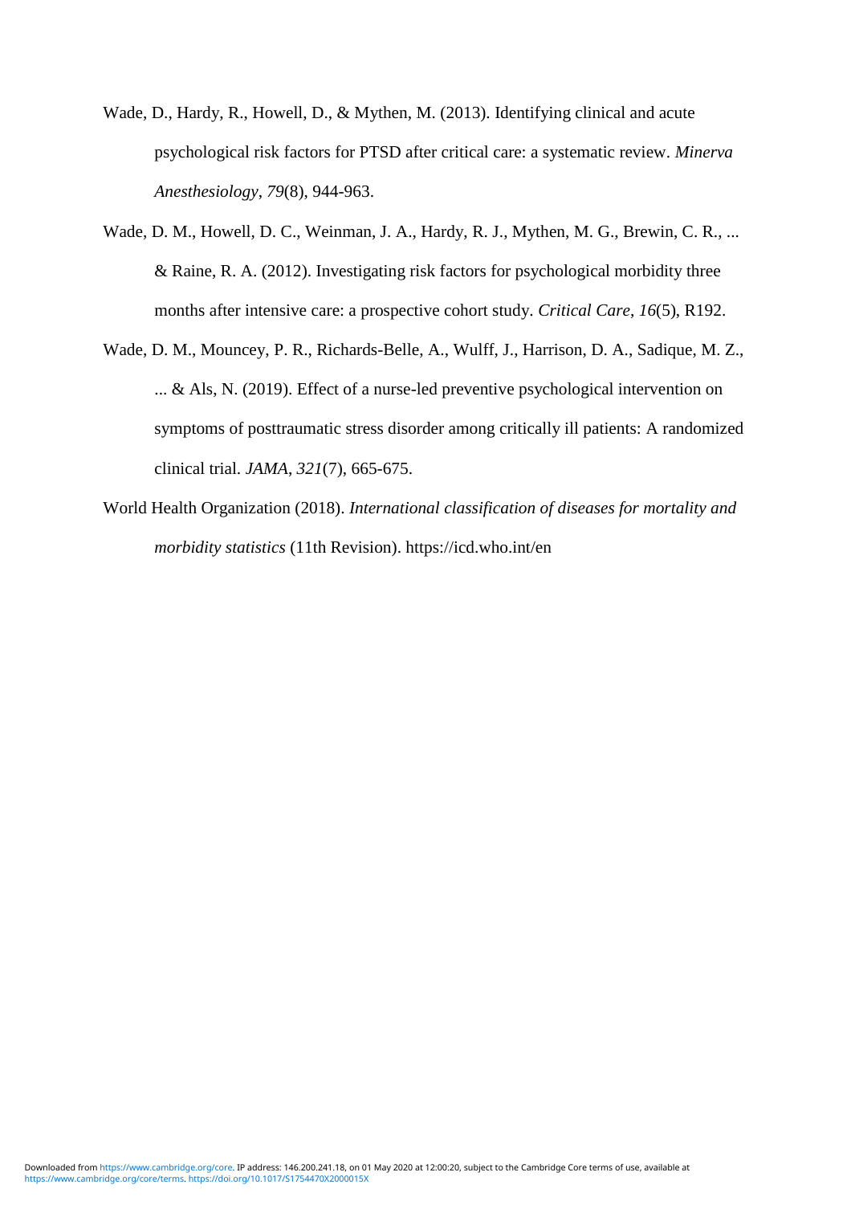Wade, D., Hardy, R., Howell, D., & Mythen, M. (2013). Identifying clinical and acute psychological risk factors for PTSD after critical care: a systematic review. *Minerva Anesthesiology*, *79*(8), 944-963.

Wade, D. M., Howell, D. C., Weinman, J. A., Hardy, R. J., Mythen, M. G., Brewin, C. R., ... & Raine, R. A. (2012). Investigating risk factors for psychological morbidity three months after intensive care: a prospective cohort study. *Critical Care*, *16*(5), R192.

Wade, D. M., Mouncey, P. R., Richards-Belle, A., Wulff, J., Harrison, D. A., Sadique, M. Z., ... & Als, N. (2019). Effect of a nurse-led preventive psychological intervention on symptoms of posttraumatic stress disorder among critically ill patients: A randomized clinical trial. *JAMA*, *321*(7), 665-675.

World Health Organization (2018). *International classification of diseases for mortality and morbidity statistics* (11th Revision). https://icd.who.int/en